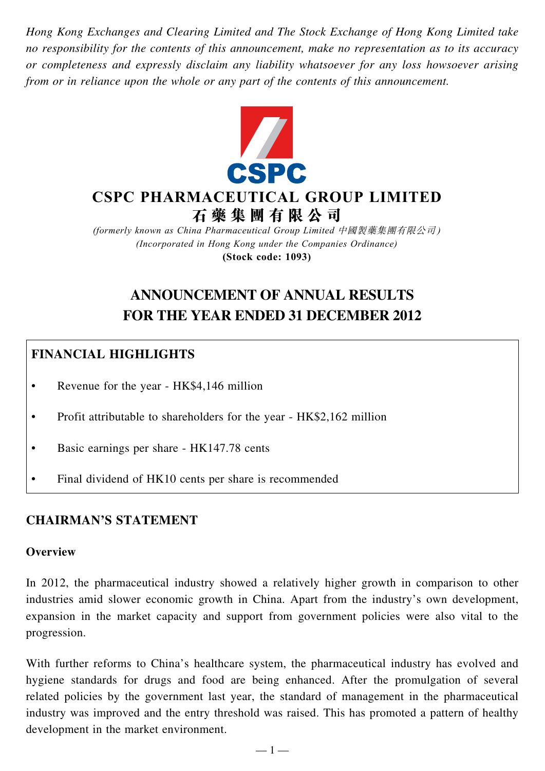*Hong Kong Exchanges and Clearing Limited and The Stock Exchange of Hong Kong Limited take no responsibility for the contents of this announcement, make no representation as to its accuracy or completeness and expressly disclaim any liability whatsoever for any loss howsoever arising from or in reliance upon the whole or any part of the contents of this announcement.*

# CSPC PHARMACEUTICAL GROUP LIMITED
# 石藥集團有限公司

*(formerly known as China Pharmaceutical Group Limited 中國製藥集團有限公司)*
*(Incorporated in Hong Kong under the Companies Ordinance)*
**(Stock code: 1093)**

# ANNOUNCEMENT OF ANNUAL RESULTS FOR THE YEAR ENDED 31 DECEMBER 2012

## FINANCIAL HIGHLIGHTS

- Revenue for the year - HK$4,146 million
- Profit attributable to shareholders for the year - HK$2,162 million
- Basic earnings per share - HK147.78 cents
- Final dividend of HK10 cents per share is recommended

## CHAIRMAN'S STATEMENT

### Overview

In 2012, the pharmaceutical industry showed a relatively higher growth in comparison to other industries amid slower economic growth in China. Apart from the industry's own development, expansion in the market capacity and support from government policies were also vital to the progression.

With further reforms to China's healthcare system, the pharmaceutical industry has evolved and hygiene standards for drugs and food are being enhanced. After the promulgation of several related policies by the government last year, the standard of management in the pharmaceutical industry was improved and the entry threshold was raised. This has promoted a pattern of healthy development in the market environment.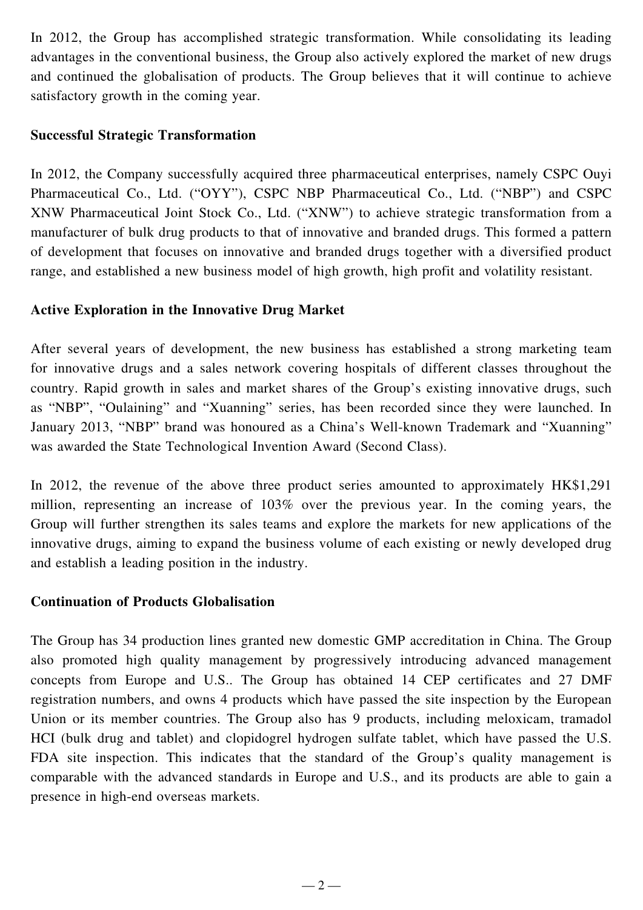In 2012, the Group has accomplished strategic transformation. While consolidating its leading advantages in the conventional business, the Group also actively explored the market of new drugs and continued the globalisation of products. The Group believes that it will continue to achieve satisfactory growth in the coming year.

**Successful Strategic Transformation**

In 2012, the Company successfully acquired three pharmaceutical enterprises, namely CSPC Ouyi Pharmaceutical Co., Ltd. ("OYY"), CSPC NBP Pharmaceutical Co., Ltd. ("NBP") and CSPC XNW Pharmaceutical Joint Stock Co., Ltd. ("XNW") to achieve strategic transformation from a manufacturer of bulk drug products to that of innovative and branded drugs. This formed a pattern of development that focuses on innovative and branded drugs together with a diversified product range, and established a new business model of high growth, high profit and volatility resistant.

**Active Exploration in the Innovative Drug Market**

After several years of development, the new business has established a strong marketing team for innovative drugs and a sales network covering hospitals of different classes throughout the country. Rapid growth in sales and market shares of the Group's existing innovative drugs, such as "NBP", "Oulaining" and "Xuanning" series, has been recorded since they were launched. In January 2013, "NBP" brand was honoured as a China's Well-known Trademark and "Xuanning" was awarded the State Technological Invention Award (Second Class).

In 2012, the revenue of the above three product series amounted to approximately HK$1,291 million, representing an increase of 103% over the previous year. In the coming years, the Group will further strengthen its sales teams and explore the markets for new applications of the innovative drugs, aiming to expand the business volume of each existing or newly developed drug and establish a leading position in the industry.

**Continuation of Products Globalisation**

The Group has 34 production lines granted new domestic GMP accreditation in China. The Group also promoted high quality management by progressively introducing advanced management concepts from Europe and U.S.. The Group has obtained 14 CEP certificates and 27 DMF registration numbers, and owns 4 products which have passed the site inspection by the European Union or its member countries. The Group also has 9 products, including meloxicam, tramadol HCI (bulk drug and tablet) and clopidogrel hydrogen sulfate tablet, which have passed the U.S. FDA site inspection. This indicates that the standard of the Group's quality management is comparable with the advanced standards in Europe and U.S., and its products are able to gain a presence in high-end overseas markets.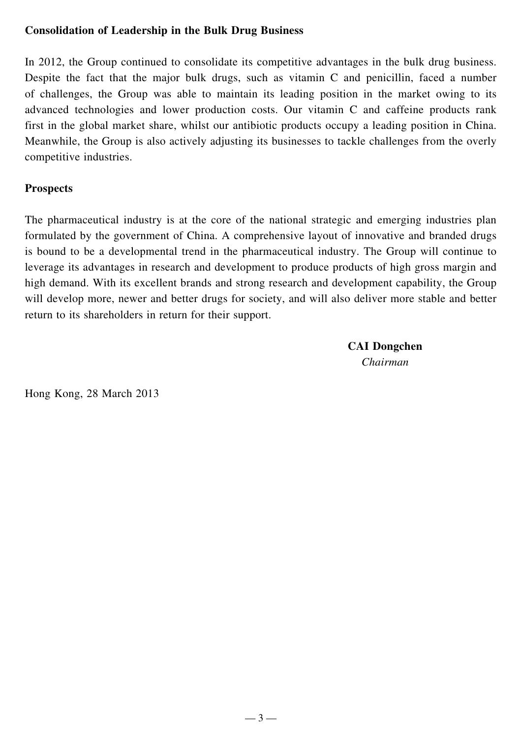**Consolidation of Leadership in the Bulk Drug Business**

In 2012, the Group continued to consolidate its competitive advantages in the bulk drug business. Despite the fact that the major bulk drugs, such as vitamin C and penicillin, faced a number of challenges, the Group was able to maintain its leading position in the market owing to its advanced technologies and lower production costs. Our vitamin C and caffeine products rank first in the global market share, whilst our antibiotic products occupy a leading position in China. Meanwhile, the Group is also actively adjusting its businesses to tackle challenges from the overly competitive industries.

**Prospects**

The pharmaceutical industry is at the core of the national strategic and emerging industries plan formulated by the government of China. A comprehensive layout of innovative and branded drugs is bound to be a developmental trend in the pharmaceutical industry. The Group will continue to leverage its advantages in research and development to produce products of high gross margin and high demand. With its excellent brands and strong research and development capability, the Group will develop more, newer and better drugs for society, and will also deliver more stable and better return to its shareholders in return for their support.

**CAI Dongchen**
*Chairman*

Hong Kong, 28 March 2013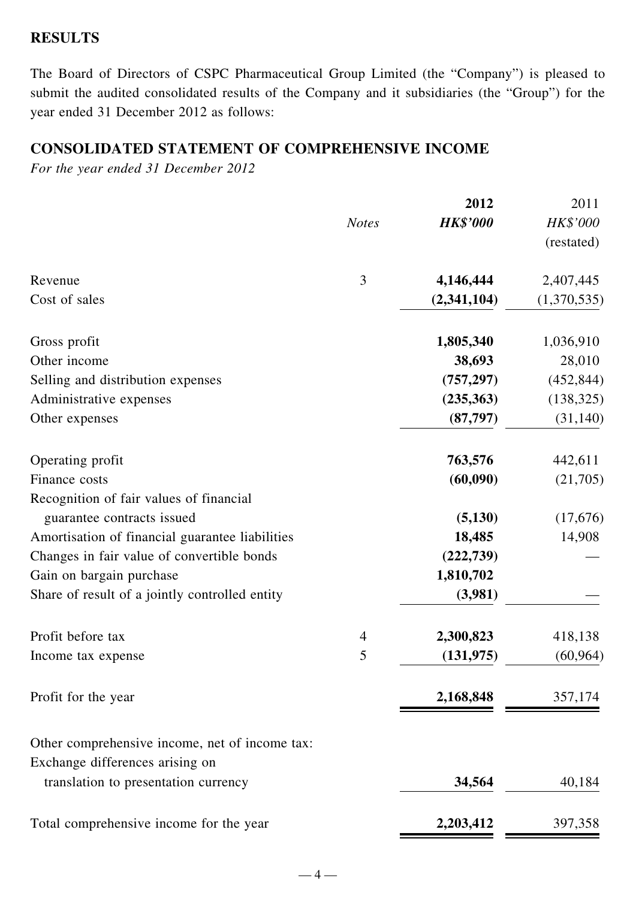**RESULTS**

The Board of Directors of CSPC Pharmaceutical Group Limited (the "Company") is pleased to submit the audited consolidated results of the Company and it subsidiaries (the "Group") for the year ended 31 December 2012 as follows:

## CONSOLIDATED STATEMENT OF COMPREHENSIVE INCOME

*For the year ended 31 December 2012*

| | *Notes* | **2012** | 2011 |
|---|---|---|---|
| | | ***HK$'000*** | *HK$'000* |
| | | | (restated) |
| Revenue | 3 | **4,146,444** | 2,407,445 |
| Cost of sales | | **(2,341,104)** | (1,370,535) |
| Gross profit | | **1,805,340** | 1,036,910 |
| Other income | | **38,693** | 28,010 |
| Selling and distribution expenses | | **(757,297)** | (452,844) |
| Administrative expenses | | **(235,363)** | (138,325) |
| Other expenses | | **(87,797)** | (31,140) |
| Operating profit | | **763,576** | 442,611 |
| Finance costs | | **(60,090)** | (21,705) |
| Recognition of fair values of financial guarantee contracts issued | | **(5,130)** | (17,676) |
| Amortisation of financial guarantee liabilities | | **18,485** | 14,908 |
| Changes in fair value of convertible bonds | | **(222,739)** | — |
| Gain on bargain purchase | | **1,810,702** | |
| Share of result of a jointly controlled entity | | **(3,981)** | — |
| Profit before tax | 4 | **2,300,823** | 418,138 |
| Income tax expense | 5 | **(131,975)** | (60,964) |
| Profit for the year | | **2,168,848** | 357,174 |
| Other comprehensive income, net of income tax: | | | |
| Exchange differences arising on translation to presentation currency | | **34,564** | 40,184 |
| Total comprehensive income for the year | | **2,203,412** | 397,358 |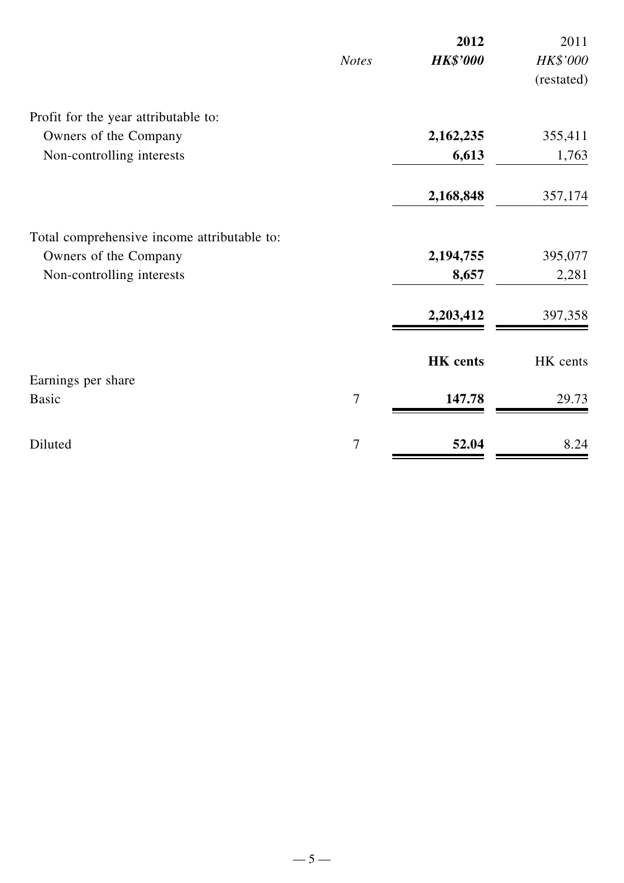| | Notes | 2012<br>*HK$'000* | 2011<br>*HK$'000*<br>(restated) |
|---|---|---|---|
| Profit for the year attributable to: | | | |
| Owners of the Company | | **2,162,235** | 355,411 |
| Non-controlling interests | | **6,613** | 1,763 |
| | | **2,168,848** | 357,174 |
| Total comprehensive income attributable to: | | | |
| Owners of the Company | | **2,194,755** | 395,077 |
| Non-controlling interests | | **8,657** | 2,281 |
| | | **2,203,412** | 397,358 |
| | | **HK cents** | HK cents |
| Earnings per share | | | |
| Basic | 7 | **147.78** | 29.73 |
| Diluted | 7 | **52.04** | 8.24 |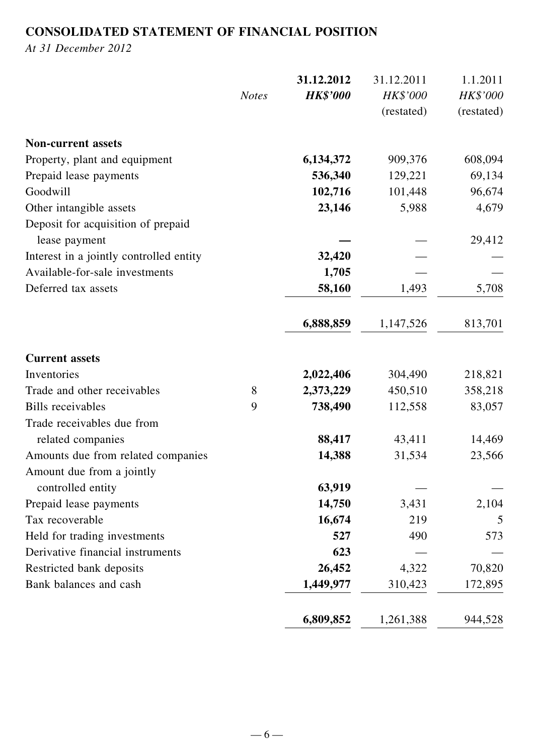## CONSOLIDATED STATEMENT OF FINANCIAL POSITION

*At 31 December 2012*

| | *Notes* | **31.12.2012** **HK$'000** | 31.12.2011 *HK$'000* (restated) | 1.1.2011 *HK$'000* (restated) |
|---|---|---|---|---|
| **Non-current assets** | | | | |
| Property, plant and equipment | | **6,134,372** | 909,376 | 608,094 |
| Prepaid lease payments | | **536,340** | 129,221 | 69,134 |
| Goodwill | | **102,716** | 101,448 | 96,674 |
| Other intangible assets | | **23,146** | 5,988 | 4,679 |
| Deposit for acquisition of prepaid lease payment | | **—** | — | 29,412 |
| Interest in a jointly controlled entity | | **32,420** | — | — |
| Available-for-sale investments | | **1,705** | — | — |
| Deferred tax assets | | **58,160** | 1,493 | 5,708 |
| | | **6,888,859** | 1,147,526 | 813,701 |
| **Current assets** | | | | |
| Inventories | | **2,022,406** | 304,490 | 218,821 |
| Trade and other receivables | 8 | **2,373,229** | 450,510 | 358,218 |
| Bills receivables | 9 | **738,490** | 112,558 | 83,057 |
| Trade receivables due from related companies | | **88,417** | 43,411 | 14,469 |
| Amounts due from related companies | | **14,388** | 31,534 | 23,566 |
| Amount due from a jointly controlled entity | | **63,919** | — | — |
| Prepaid lease payments | | **14,750** | 3,431 | 2,104 |
| Tax recoverable | | **16,674** | 219 | 5 |
| Held for trading investments | | **527** | 490 | 573 |
| Derivative financial instruments | | **623** | — | — |
| Restricted bank deposits | | **26,452** | 4,322 | 70,820 |
| Bank balances and cash | | **1,449,977** | 310,423 | 172,895 |
| | | **6,809,852** | 1,261,388 | 944,528 |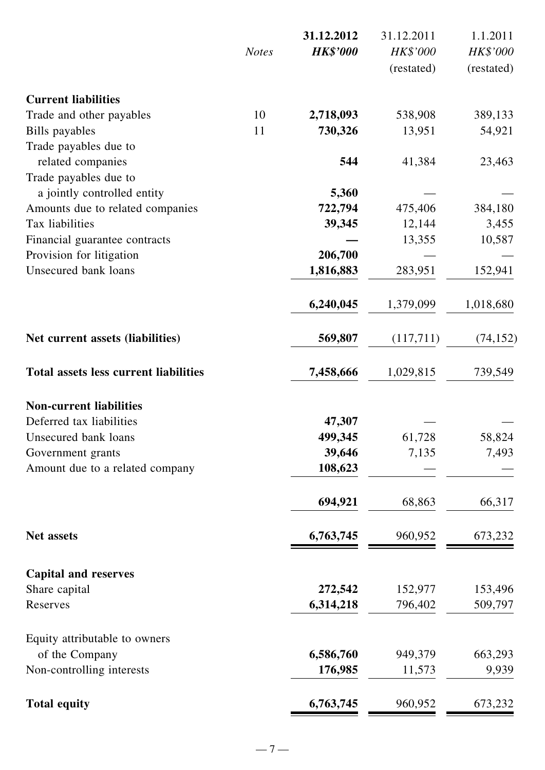| | Notes | 31.12.2012 HK$'000 | 31.12.2011 HK$'000 (restated) | 1.1.2011 HK$'000 (restated) |
|---|---|---|---|---|
| **Current liabilities** | | | | |
| Trade and other payables | 10 | **2,718,093** | 538,908 | 389,133 |
| Bills payables | 11 | **730,326** | 13,951 | 54,921 |
| Trade payables due to related companies | | **544** | 41,384 | 23,463 |
| Trade payables due to a jointly controlled entity | | **5,360** | — | — |
| Amounts due to related companies | | **722,794** | 475,406 | 384,180 |
| Tax liabilities | | **39,345** | 12,144 | 3,455 |
| Financial guarantee contracts | | **—** | 13,355 | 10,587 |
| Provision for litigation | | **206,700** | — | — |
| Unsecured bank loans | | **1,816,883** | 283,951 | 152,941 |
| | | **6,240,045** | 1,379,099 | 1,018,680 |
| **Net current assets (liabilities)** | | **569,807** | (117,711) | (74,152) |
| **Total assets less current liabilities** | | **7,458,666** | 1,029,815 | 739,549 |
| **Non-current liabilities** | | | | |
| Deferred tax liabilities | | **47,307** | — | — |
| Unsecured bank loans | | **499,345** | 61,728 | 58,824 |
| Government grants | | **39,646** | 7,135 | 7,493 |
| Amount due to a related company | | **108,623** | — | — |
| | | **694,921** | 68,863 | 66,317 |
| **Net assets** | | **6,763,745** | 960,952 | 673,232 |
| **Capital and reserves** | | | | |
| Share capital | | **272,542** | 152,977 | 153,496 |
| Reserves | | **6,314,218** | 796,402 | 509,797 |
| Equity attributable to owners of the Company | | **6,586,760** | 949,379 | 663,293 |
| Non-controlling interests | | **176,985** | 11,573 | 9,939 |
| **Total equity** | | **6,763,745** | 960,952 | 673,232 |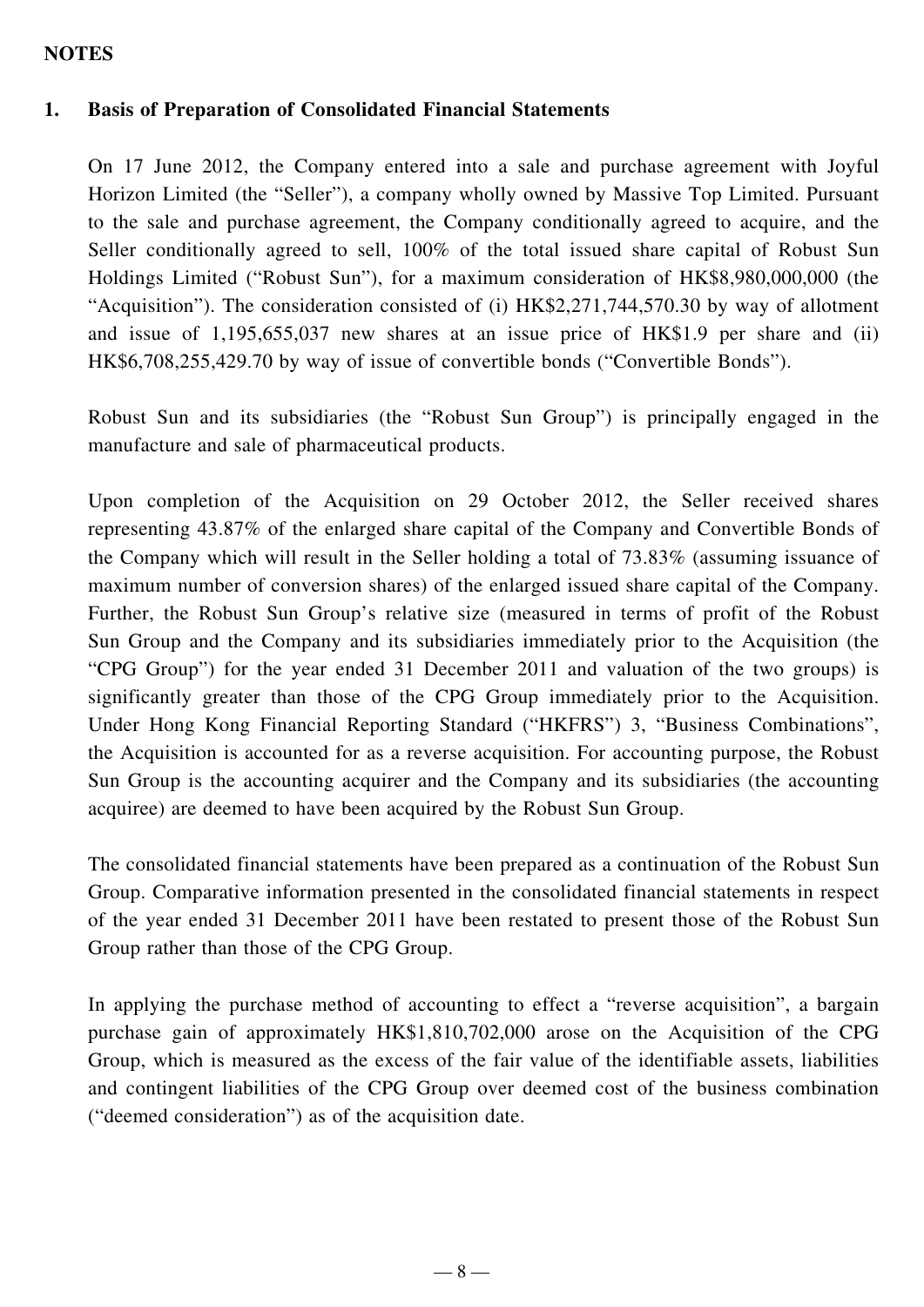## NOTES

### 1. Basis of Preparation of Consolidated Financial Statements

On 17 June 2012, the Company entered into a sale and purchase agreement with Joyful Horizon Limited (the "Seller"), a company wholly owned by Massive Top Limited. Pursuant to the sale and purchase agreement, the Company conditionally agreed to acquire, and the Seller conditionally agreed to sell, 100% of the total issued share capital of Robust Sun Holdings Limited ("Robust Sun"), for a maximum consideration of HK$8,980,000,000 (the "Acquisition"). The consideration consisted of (i) HK$2,271,744,570.30 by way of allotment and issue of 1,195,655,037 new shares at an issue price of HK$1.9 per share and (ii) HK$6,708,255,429.70 by way of issue of convertible bonds ("Convertible Bonds").

Robust Sun and its subsidiaries (the "Robust Sun Group") is principally engaged in the manufacture and sale of pharmaceutical products.

Upon completion of the Acquisition on 29 October 2012, the Seller received shares representing 43.87% of the enlarged share capital of the Company and Convertible Bonds of the Company which will result in the Seller holding a total of 73.83% (assuming issuance of maximum number of conversion shares) of the enlarged issued share capital of the Company. Further, the Robust Sun Group's relative size (measured in terms of profit of the Robust Sun Group and the Company and its subsidiaries immediately prior to the Acquisition (the "CPG Group") for the year ended 31 December 2011 and valuation of the two groups) is significantly greater than those of the CPG Group immediately prior to the Acquisition. Under Hong Kong Financial Reporting Standard ("HKFRS") 3, "Business Combinations", the Acquisition is accounted for as a reverse acquisition. For accounting purpose, the Robust Sun Group is the accounting acquirer and the Company and its subsidiaries (the accounting acquiree) are deemed to have been acquired by the Robust Sun Group.

The consolidated financial statements have been prepared as a continuation of the Robust Sun Group. Comparative information presented in the consolidated financial statements in respect of the year ended 31 December 2011 have been restated to present those of the Robust Sun Group rather than those of the CPG Group.

In applying the purchase method of accounting to effect a "reverse acquisition", a bargain purchase gain of approximately HK$1,810,702,000 arose on the Acquisition of the CPG Group, which is measured as the excess of the fair value of the identifiable assets, liabilities and contingent liabilities of the CPG Group over deemed cost of the business combination ("deemed consideration") as of the acquisition date.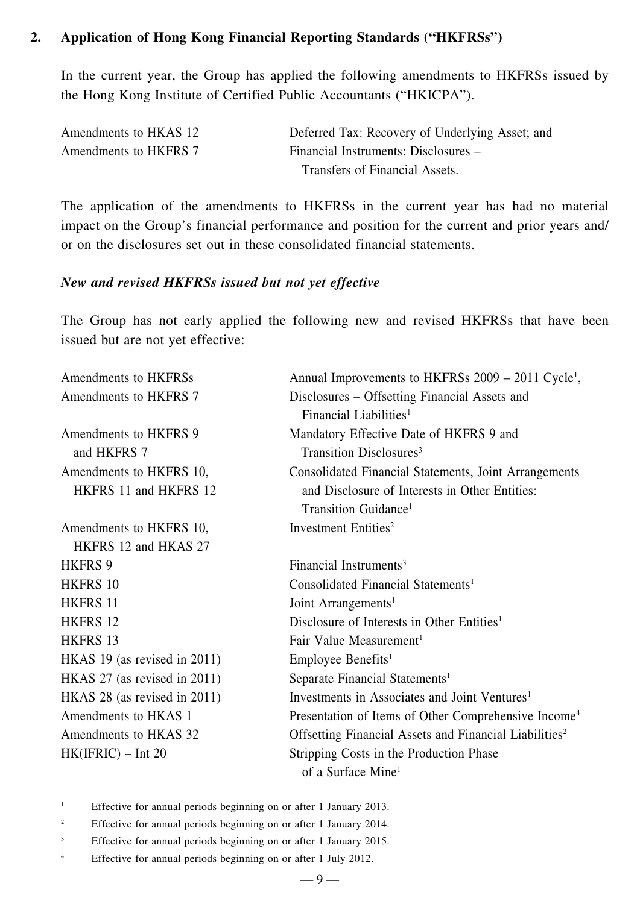## 2. Application of Hong Kong Financial Reporting Standards ("HKFRSs")

In the current year, the Group has applied the following amendments to HKFRSs issued by the Hong Kong Institute of Certified Public Accountants ("HKICPA").

| | |
|---|---|
| Amendments to HKAS 12 | Deferred Tax: Recovery of Underlying Asset; and |
| Amendments to HKFRS 7 | Financial Instruments: Disclosures – Transfers of Financial Assets. |

The application of the amendments to HKFRSs in the current year has had no material impact on the Group's financial performance and position for the current and prior years and/or on the disclosures set out in these consolidated financial statements.

### *New and revised HKFRSs issued but not yet effective*

The Group has not early applied the following new and revised HKFRSs that have been issued but are not yet effective:

| | |
|---|---|
| Amendments to HKFRSs | Annual Improvements to HKFRSs 2009 – 2011 Cycle[1], |
| Amendments to HKFRS 7 | Disclosures – Offsetting Financial Assets and Financial Liabilities[1] |
| Amendments to HKFRS 9 and HKFRS 7 | Mandatory Effective Date of HKFRS 9 and Transition Disclosures[3] |
| Amendments to HKFRS 10, HKFRS 11 and HKFRS 12 | Consolidated Financial Statements, Joint Arrangements and Disclosure of Interests in Other Entities: Transition Guidance[1] |
| Amendments to HKFRS 10, HKFRS 12 and HKAS 27 | Investment Entities[2] |
| HKFRS 9 | Financial Instruments[3] |
| HKFRS 10 | Consolidated Financial Statements[1] |
| HKFRS 11 | Joint Arrangements[1] |
| HKFRS 12 | Disclosure of Interests in Other Entities[1] |
| HKFRS 13 | Fair Value Measurement[1] |
| HKAS 19 (as revised in 2011) | Employee Benefits[1] |
| HKAS 27 (as revised in 2011) | Separate Financial Statements[1] |
| HKAS 28 (as revised in 2011) | Investments in Associates and Joint Ventures[1] |
| Amendments to HKAS 1 | Presentation of Items of Other Comprehensive Income[4] |
| Amendments to HKAS 32 | Offsetting Financial Assets and Financial Liabilities[2] |
| HK(IFRIC) – Int 20 | Stripping Costs in the Production Phase of a Surface Mine[1] |

[1] Effective for annual periods beginning on or after 1 January 2013.

[2] Effective for annual periods beginning on or after 1 January 2014.

[3] Effective for annual periods beginning on or after 1 January 2015.

[4] Effective for annual periods beginning on or after 1 July 2012.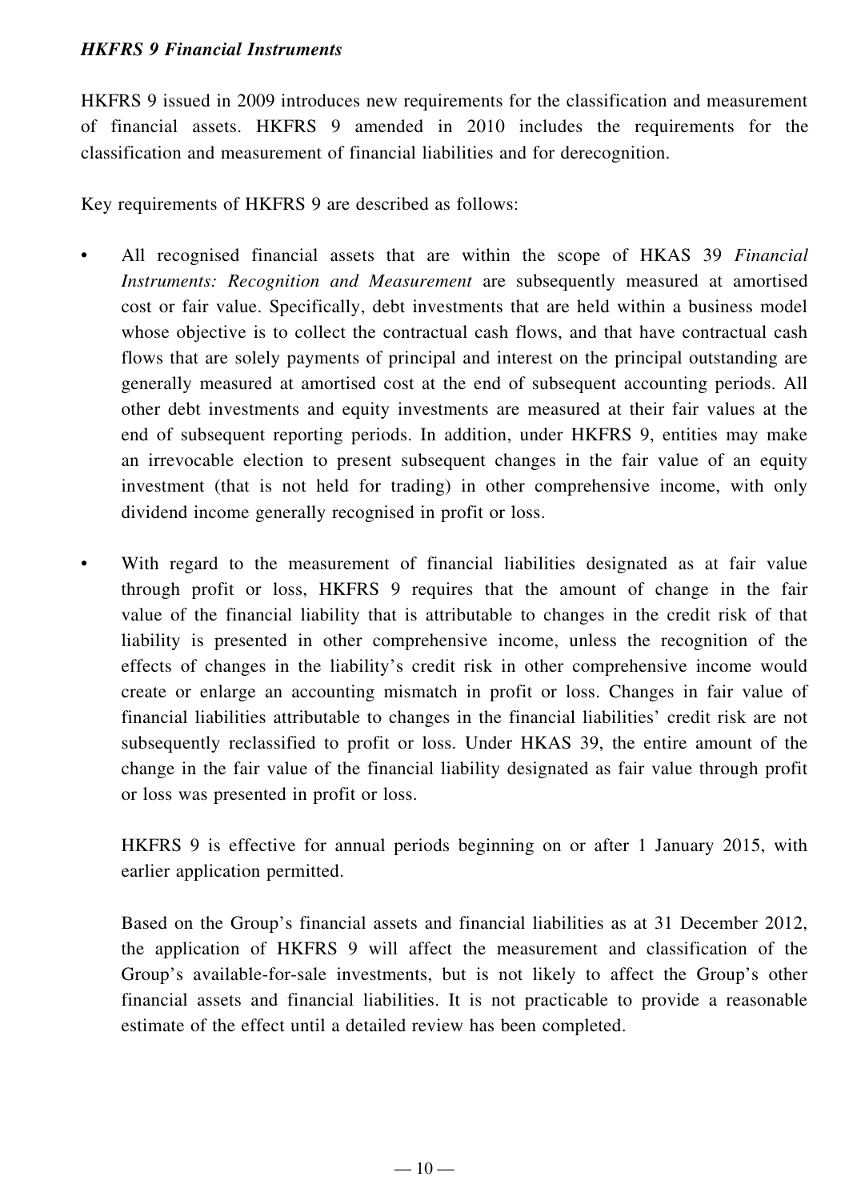***HKFRS 9 Financial Instruments***

HKFRS 9 issued in 2009 introduces new requirements for the classification and measurement of financial assets. HKFRS 9 amended in 2010 includes the requirements for the classification and measurement of financial liabilities and for derecognition.

Key requirements of HKFRS 9 are described as follows:

- All recognised financial assets that are within the scope of HKAS 39 *Financial Instruments: Recognition and Measurement* are subsequently measured at amortised cost or fair value. Specifically, debt investments that are held within a business model whose objective is to collect the contractual cash flows, and that have contractual cash flows that are solely payments of principal and interest on the principal outstanding are generally measured at amortised cost at the end of subsequent accounting periods. All other debt investments and equity investments are measured at their fair values at the end of subsequent reporting periods. In addition, under HKFRS 9, entities may make an irrevocable election to present subsequent changes in the fair value of an equity investment (that is not held for trading) in other comprehensive income, with only dividend income generally recognised in profit or loss.

- With regard to the measurement of financial liabilities designated as at fair value through profit or loss, HKFRS 9 requires that the amount of change in the fair value of the financial liability that is attributable to changes in the credit risk of that liability is presented in other comprehensive income, unless the recognition of the effects of changes in the liability's credit risk in other comprehensive income would create or enlarge an accounting mismatch in profit or loss. Changes in fair value of financial liabilities attributable to changes in the financial liabilities' credit risk are not subsequently reclassified to profit or loss. Under HKAS 39, the entire amount of the change in the fair value of the financial liability designated as fair value through profit or loss was presented in profit or loss.

  HKFRS 9 is effective for annual periods beginning on or after 1 January 2015, with earlier application permitted.

  Based on the Group's financial assets and financial liabilities as at 31 December 2012, the application of HKFRS 9 will affect the measurement and classification of the Group's available-for-sale investments, but is not likely to affect the Group's other financial assets and financial liabilities. It is not practicable to provide a reasonable estimate of the effect until a detailed review has been completed.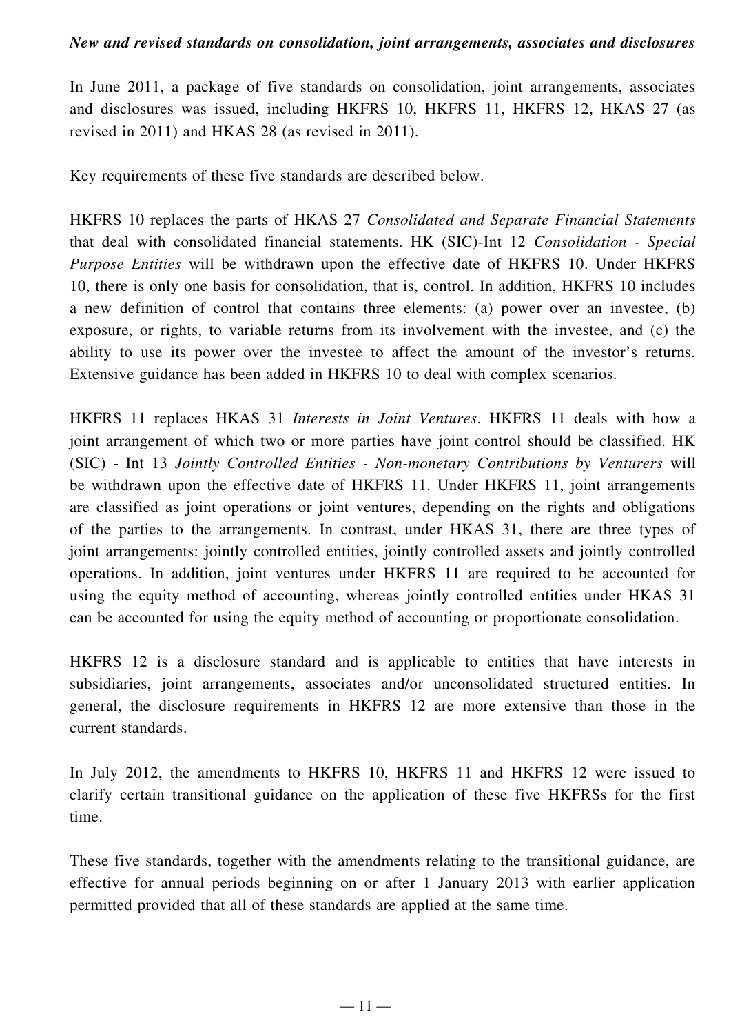***New and revised standards on consolidation, joint arrangements, associates and disclosures***

In June 2011, a package of five standards on consolidation, joint arrangements, associates and disclosures was issued, including HKFRS 10, HKFRS 11, HKFRS 12, HKAS 27 (as revised in 2011) and HKAS 28 (as revised in 2011).

Key requirements of these five standards are described below.

HKFRS 10 replaces the parts of HKAS 27 *Consolidated and Separate Financial Statements* that deal with consolidated financial statements. HK (SIC)-Int 12 *Consolidation - Special Purpose Entities* will be withdrawn upon the effective date of HKFRS 10. Under HKFRS 10, there is only one basis for consolidation, that is, control. In addition, HKFRS 10 includes a new definition of control that contains three elements: (a) power over an investee, (b) exposure, or rights, to variable returns from its involvement with the investee, and (c) the ability to use its power over the investee to affect the amount of the investor's returns. Extensive guidance has been added in HKFRS 10 to deal with complex scenarios.

HKFRS 11 replaces HKAS 31 *Interests in Joint Ventures*. HKFRS 11 deals with how a joint arrangement of which two or more parties have joint control should be classified. HK (SIC) - Int 13 *Jointly Controlled Entities - Non-monetary Contributions by Venturers* will be withdrawn upon the effective date of HKFRS 11. Under HKFRS 11, joint arrangements are classified as joint operations or joint ventures, depending on the rights and obligations of the parties to the arrangements. In contrast, under HKAS 31, there are three types of joint arrangements: jointly controlled entities, jointly controlled assets and jointly controlled operations. In addition, joint ventures under HKFRS 11 are required to be accounted for using the equity method of accounting, whereas jointly controlled entities under HKAS 31 can be accounted for using the equity method of accounting or proportionate consolidation.

HKFRS 12 is a disclosure standard and is applicable to entities that have interests in subsidiaries, joint arrangements, associates and/or unconsolidated structured entities. In general, the disclosure requirements in HKFRS 12 are more extensive than those in the current standards.

In July 2012, the amendments to HKFRS 10, HKFRS 11 and HKFRS 12 were issued to clarify certain transitional guidance on the application of these five HKFRSs for the first time.

These five standards, together with the amendments relating to the transitional guidance, are effective for annual periods beginning on or after 1 January 2013 with earlier application permitted provided that all of these standards are applied at the same time.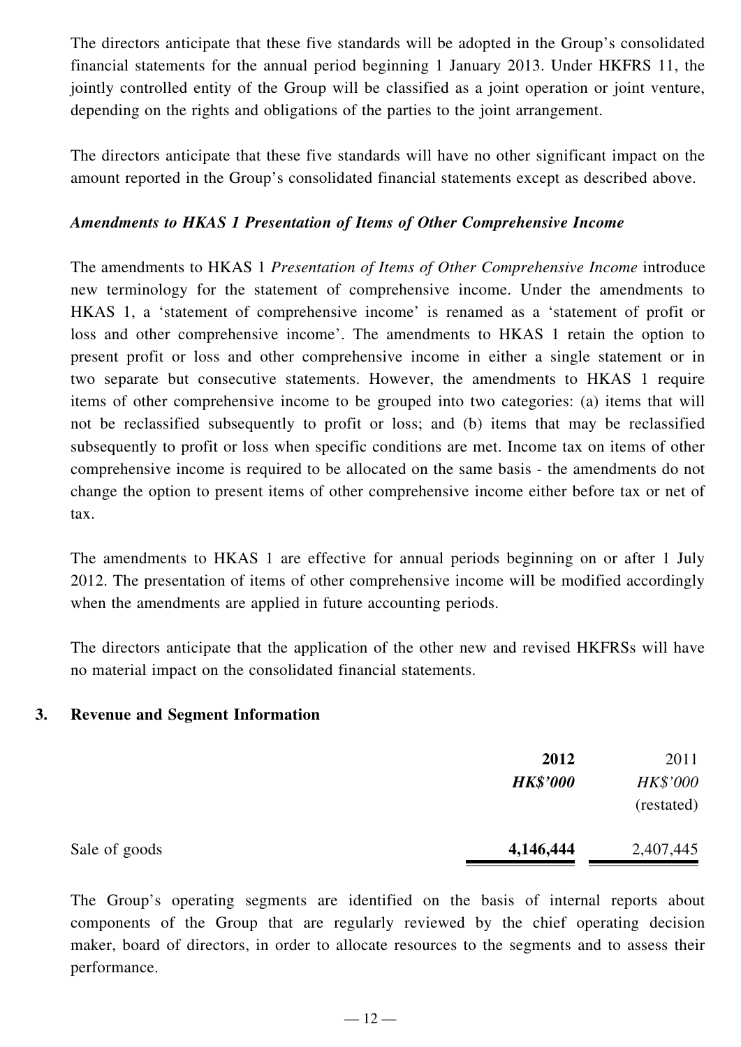The directors anticipate that these five standards will be adopted in the Group's consolidated financial statements for the annual period beginning 1 January 2013. Under HKFRS 11, the jointly controlled entity of the Group will be classified as a joint operation or joint venture, depending on the rights and obligations of the parties to the joint arrangement.

The directors anticipate that these five standards will have no other significant impact on the amount reported in the Group's consolidated financial statements except as described above.

***Amendments to HKAS 1 Presentation of Items of Other Comprehensive Income***

The amendments to HKAS 1 *Presentation of Items of Other Comprehensive Income* introduce new terminology for the statement of comprehensive income. Under the amendments to HKAS 1, a 'statement of comprehensive income' is renamed as a 'statement of profit or loss and other comprehensive income'. The amendments to HKAS 1 retain the option to present profit or loss and other comprehensive income in either a single statement or in two separate but consecutive statements. However, the amendments to HKAS 1 require items of other comprehensive income to be grouped into two categories: (a) items that will not be reclassified subsequently to profit or loss; and (b) items that may be reclassified subsequently to profit or loss when specific conditions are met. Income tax on items of other comprehensive income is required to be allocated on the same basis - the amendments do not change the option to present items of other comprehensive income either before tax or net of tax.

The amendments to HKAS 1 are effective for annual periods beginning on or after 1 July 2012. The presentation of items of other comprehensive income will be modified accordingly when the amendments are applied in future accounting periods.

The directors anticipate that the application of the other new and revised HKFRSs will have no material impact on the consolidated financial statements.

## 3. Revenue and Segment Information

| | **2012** | 2011 |
|---|---|---|
| | ***HK$'000*** | *HK$'000* |
| | | (restated) |
| Sale of goods | **4,146,444** | 2,407,445 |

The Group's operating segments are identified on the basis of internal reports about components of the Group that are regularly reviewed by the chief operating decision maker, board of directors, in order to allocate resources to the segments and to assess their performance.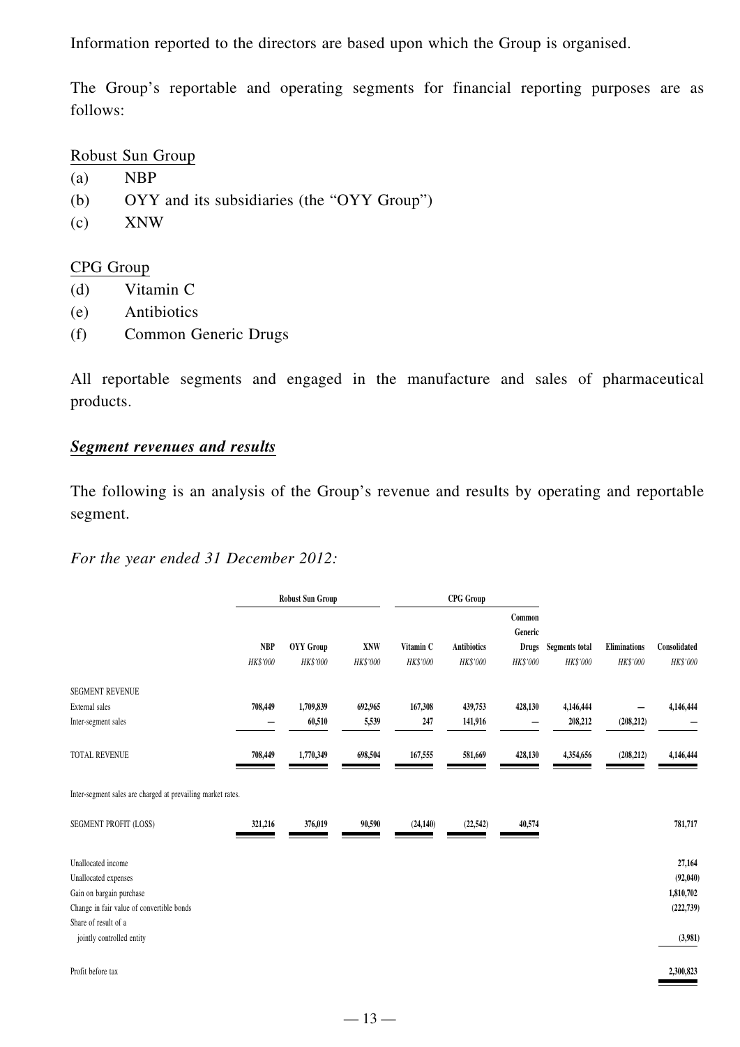Information reported to the directors are based upon which the Group is organised.

The Group's reportable and operating segments for financial reporting purposes are as follows:

Robust Sun Group

(a) NBP
(b) OYY and its subsidiaries (the "OYY Group")
(c) XNW

CPG Group

(d) Vitamin C
(e) Antibiotics
(f) Common Generic Drugs

All reportable segments and engaged in the manufacture and sales of pharmaceutical products.

***Segment revenues and results***

The following is an analysis of the Group's revenue and results by operating and reportable segment.

*For the year ended 31 December 2012:*

| | Robust Sun Group | | | CPG Group | | | | | |
|---|---|---|---|---|---|---|---|---|---|
| | NBP | OYY Group | XNW | Vitamin C | Antibiotics | Common Generic Drugs | Segments total | Eliminations | Consolidated |
| | *HK$'000* | *HK$'000* | *HK$'000* | *HK$'000* | *HK$'000* | *HK$'000* | *HK$'000* | *HK$'000* | *HK$'000* |
| SEGMENT REVENUE | | | | | | | | | |
| External sales | 708,449 | 1,709,839 | 692,965 | 167,308 | 439,753 | 428,130 | 4,146,444 | — | 4,146,444 |
| Inter-segment sales | — | 60,510 | 5,539 | 247 | 141,916 | — | 208,212 | (208,212) | — |
| TOTAL REVENUE | 708,449 | 1,770,349 | 698,504 | 167,555 | 581,669 | 428,130 | 4,354,656 | (208,212) | 4,146,444 |
| Inter-segment sales are charged at prevailing market rates. | | | | | | | | | |
| SEGMENT PROFIT (LOSS) | 321,216 | 376,019 | 90,590 | (24,140) | (22,542) | 40,574 | | | 781,717 |
| Unallocated income | | | | | | | | | 27,164 |
| Unallocated expenses | | | | | | | | | (92,040) |
| Gain on bargain purchase | | | | | | | | | 1,810,702 |
| Change in fair value of convertible bonds | | | | | | | | | (222,739) |
| Share of result of a jointly controlled entity | | | | | | | | | (3,981) |
| Profit before tax | | | | | | | | | 2,300,823 |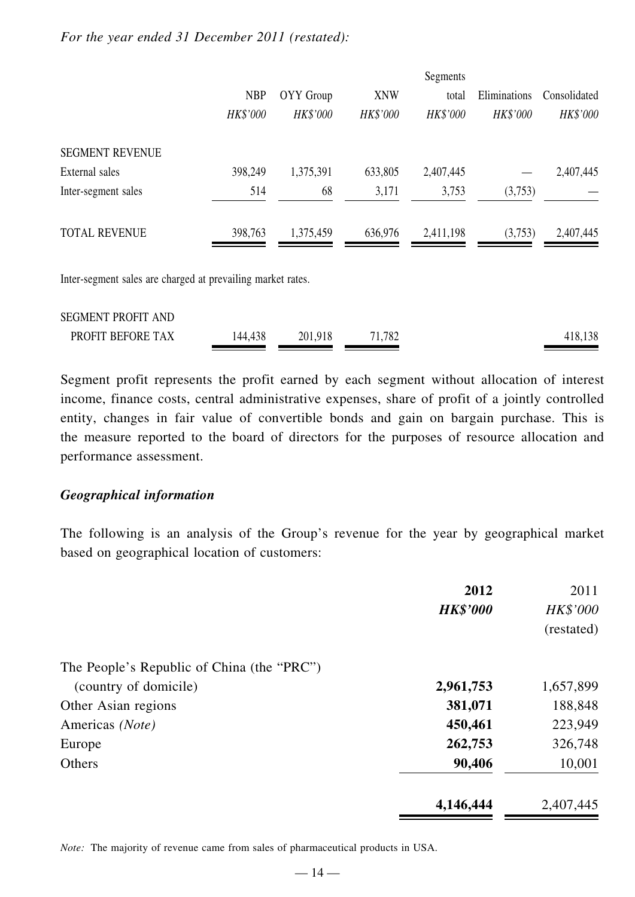*For the year ended 31 December 2011 (restated):*

| | NBP | OYY Group | XNW | Segments total | Eliminations | Consolidated |
|---|---|---|---|---|---|---|
| | *HK$'000* | *HK$'000* | *HK$'000* | *HK$'000* | *HK$'000* | *HK$'000* |
| SEGMENT REVENUE | | | | | | |
| External sales | 398,249 | 1,375,391 | 633,805 | 2,407,445 | — | 2,407,445 |
| Inter-segment sales | 514 | 68 | 3,171 | 3,753 | (3,753) | — |
| TOTAL REVENUE | 398,763 | 1,375,459 | 636,976 | 2,411,198 | (3,753) | 2,407,445 |

Inter-segment sales are charged at prevailing market rates.

| | NBP | OYY Group | XNW | Segments total | Eliminations | Consolidated |
|---|---|---|---|---|---|---|
| SEGMENT PROFIT AND PROFIT BEFORE TAX | 144,438 | 201,918 | 71,782 | | | 418,138 |

Segment profit represents the profit earned by each segment without allocation of interest income, finance costs, central administrative expenses, share of profit of a jointly controlled entity, changes in fair value of convertible bonds and gain on bargain purchase. This is the measure reported to the board of directors for the purposes of resource allocation and performance assessment.

### *Geographical information*

The following is an analysis of the Group's revenue for the year by geographical market based on geographical location of customers:

| | **2012** | 2011 |
|---|---|---|
| | ***HK$'000*** | *HK$'000* (restated) |
| The People's Republic of China (the "PRC") (country of domicile) | **2,961,753** | 1,657,899 |
| Other Asian regions | **381,071** | 188,848 |
| Americas *(Note)* | **450,461** | 223,949 |
| Europe | **262,753** | 326,748 |
| Others | **90,406** | 10,001 |
| | **4,146,444** | 2,407,445 |

*Note:* The majority of revenue came from sales of pharmaceutical products in USA.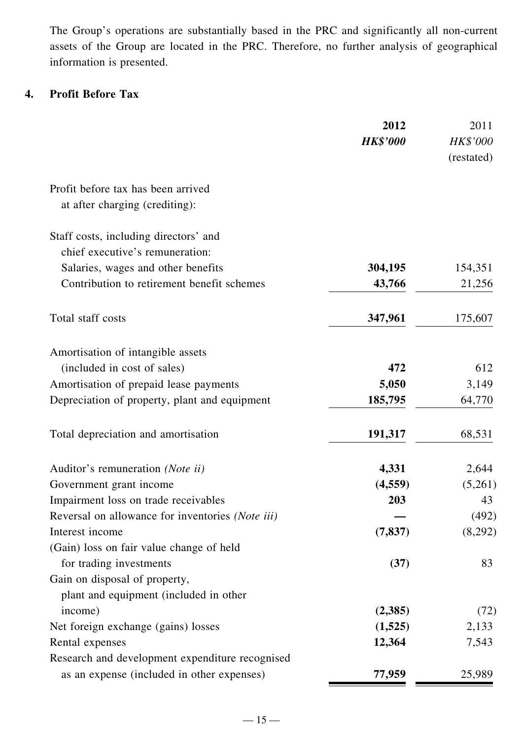The Group's operations are substantially based in the PRC and significantly all non-current assets of the Group are located in the PRC. Therefore, no further analysis of geographical information is presented.

## 4. Profit Before Tax

| | 2012 | 2011 |
|---|---|---|
| | *HK$'000* | *HK$'000* |
| | | (restated) |
| Profit before tax has been arrived at after charging (crediting): | | |
| Staff costs, including directors' and chief executive's remuneration: | | |
| Salaries, wages and other benefits | **304,195** | 154,351 |
| Contribution to retirement benefit schemes | **43,766** | 21,256 |
| Total staff costs | **347,961** | 175,607 |
| Amortisation of intangible assets (included in cost of sales) | **472** | 612 |
| Amortisation of prepaid lease payments | **5,050** | 3,149 |
| Depreciation of property, plant and equipment | **185,795** | 64,770 |
| Total depreciation and amortisation | **191,317** | 68,531 |
| Auditor's remuneration *(Note ii)* | **4,331** | 2,644 |
| Government grant income | **(4,559)** | (5,261) |
| Impairment loss on trade receivables | **203** | 43 |
| Reversal on allowance for inventories *(Note iii)* | **—** | (492) |
| Interest income | **(7,837)** | (8,292) |
| (Gain) loss on fair value change of held for trading investments | **(37)** | 83 |
| Gain on disposal of property, plant and equipment (included in other income) | **(2,385)** | (72) |
| Net foreign exchange (gains) losses | **(1,525)** | 2,133 |
| Rental expenses | **12,364** | 7,543 |
| Research and development expenditure recognised as an expense (included in other expenses) | **77,959** | 25,989 |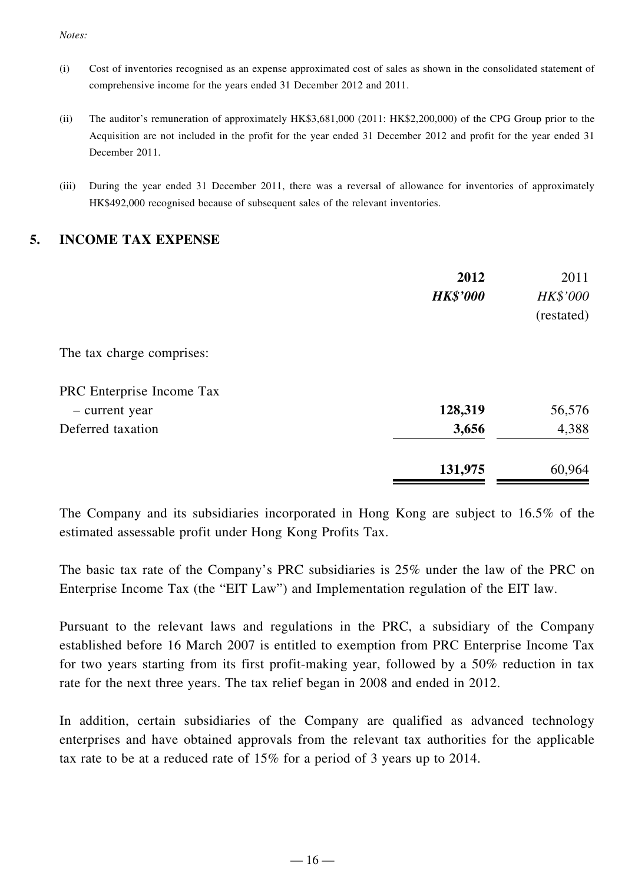*Notes:*

(i) Cost of inventories recognised as an expense approximated cost of sales as shown in the consolidated statement of comprehensive income for the years ended 31 December 2012 and 2011.

(ii) The auditor's remuneration of approximately HK$3,681,000 (2011: HK$2,200,000) of the CPG Group prior to the Acquisition are not included in the profit for the year ended 31 December 2012 and profit for the year ended 31 December 2011.

(iii) During the year ended 31 December 2011, there was a reversal of allowance for inventories of approximately HK$492,000 recognised because of subsequent sales of the relevant inventories.

## 5. INCOME TAX EXPENSE

| | **2012** | 2011 |
|---|---|---|
| | ***HK$'000*** | *HK$'000* |
| | | (restated) |
| The tax charge comprises: | | |
| PRC Enterprise Income Tax | | |
| – current year | **128,319** | 56,576 |
| Deferred taxation | **3,656** | 4,388 |
| | **131,975** | 60,964 |

The Company and its subsidiaries incorporated in Hong Kong are subject to 16.5% of the estimated assessable profit under Hong Kong Profits Tax.

The basic tax rate of the Company's PRC subsidiaries is 25% under the law of the PRC on Enterprise Income Tax (the "EIT Law") and Implementation regulation of the EIT law.

Pursuant to the relevant laws and regulations in the PRC, a subsidiary of the Company established before 16 March 2007 is entitled to exemption from PRC Enterprise Income Tax for two years starting from its first profit-making year, followed by a 50% reduction in tax rate for the next three years. The tax relief began in 2008 and ended in 2012.

In addition, certain subsidiaries of the Company are qualified as advanced technology enterprises and have obtained approvals from the relevant tax authorities for the applicable tax rate to be at a reduced rate of 15% for a period of 3 years up to 2014.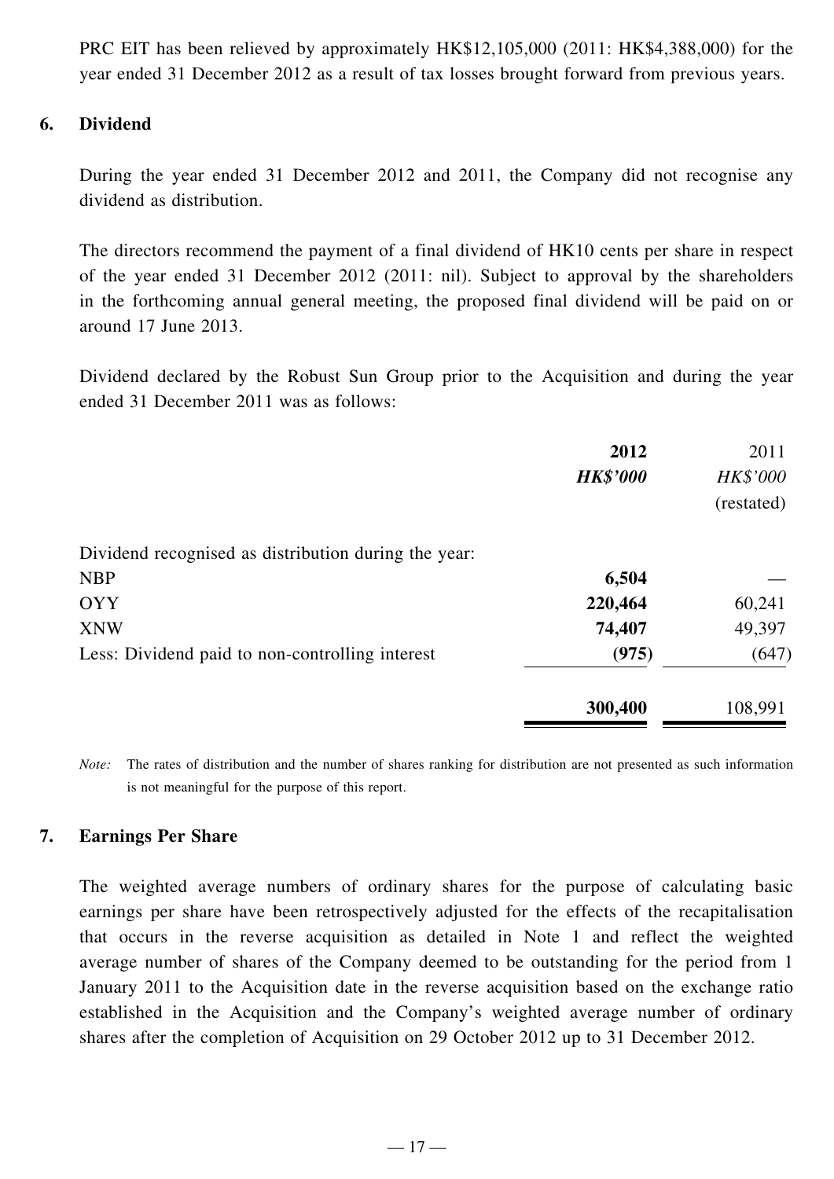PRC EIT has been relieved by approximately HK$12,105,000 (2011: HK$4,388,000) for the year ended 31 December 2012 as a result of tax losses brought forward from previous years.

## 6. Dividend

During the year ended 31 December 2012 and 2011, the Company did not recognise any dividend as distribution.

The directors recommend the payment of a final dividend of HK10 cents per share in respect of the year ended 31 December 2012 (2011: nil). Subject to approval by the shareholders in the forthcoming annual general meeting, the proposed final dividend will be paid on or around 17 June 2013.

Dividend declared by the Robust Sun Group prior to the Acquisition and during the year ended 31 December 2011 was as follows:

| | **2012** | 2011 |
|---|---|---|
| | ***HK$'000*** | *HK$'000* |
| | | (restated) |
| Dividend recognised as distribution during the year: | | |
| NBP | **6,504** | — |
| OYY | **220,464** | 60,241 |
| XNW | **74,407** | 49,397 |
| Less: Dividend paid to non-controlling interest | **(975)** | (647) |
| | **300,400** | 108,991 |

*Note:* The rates of distribution and the number of shares ranking for distribution are not presented as such information is not meaningful for the purpose of this report.

## 7. Earnings Per Share

The weighted average numbers of ordinary shares for the purpose of calculating basic earnings per share have been retrospectively adjusted for the effects of the recapitalisation that occurs in the reverse acquisition as detailed in Note 1 and reflect the weighted average number of shares of the Company deemed to be outstanding for the period from 1 January 2011 to the Acquisition date in the reverse acquisition based on the exchange ratio established in the Acquisition and the Company's weighted average number of ordinary shares after the completion of Acquisition on 29 October 2012 up to 31 December 2012.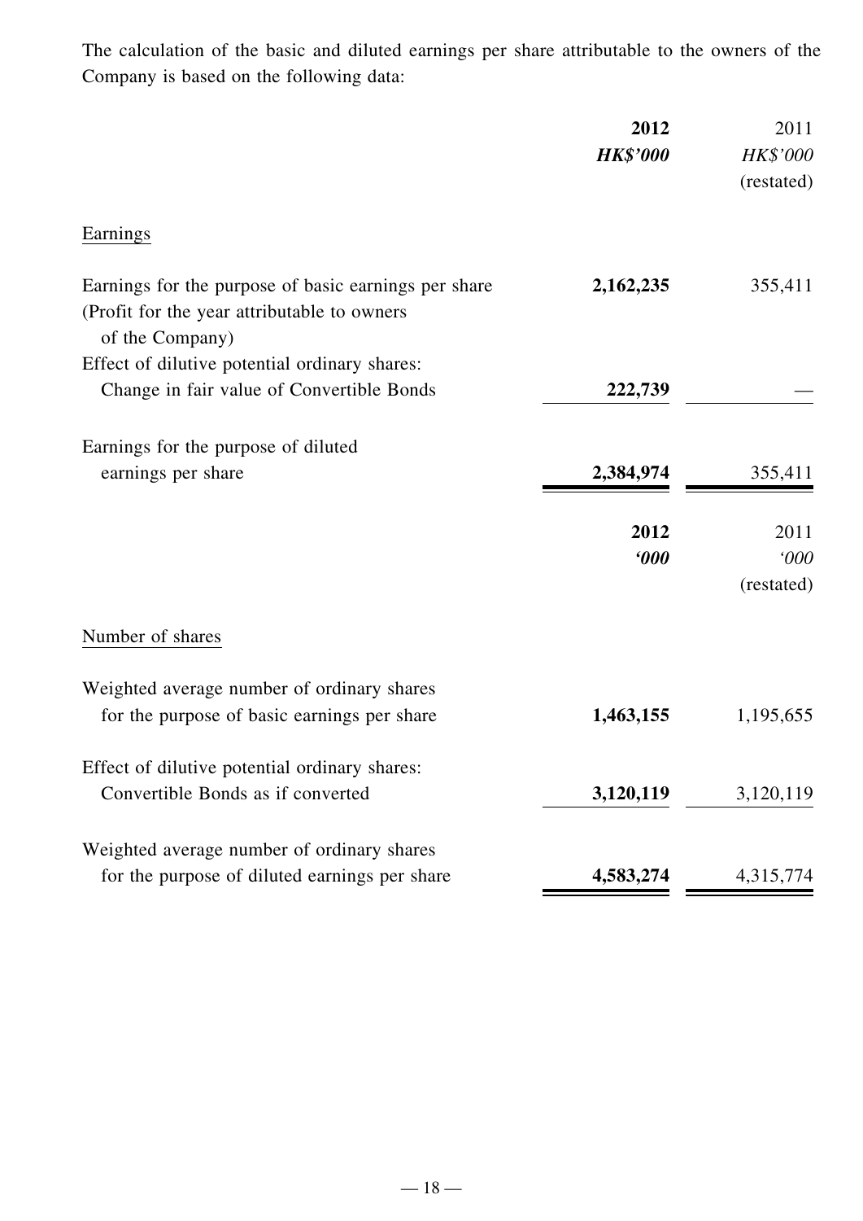The calculation of the basic and diluted earnings per share attributable to the owners of the Company is based on the following data:

| | 2012 | 2011 |
|---|---|---|
| | *HK$'000* | *HK$'000* |
| | | (restated) |
| Earnings | | |
| Earnings for the purpose of basic earnings per share (Profit for the year attributable to owners of the Company) | **2,162,235** | 355,411 |
| Effect of dilutive potential ordinary shares: Change in fair value of Convertible Bonds | **222,739** | — |
| Earnings for the purpose of diluted earnings per share | **2,384,974** | 355,411 |

| | 2012 | 2011 |
|---|---|---|
| | *'000* | *'000* |
| | | (restated) |
| Number of shares | | |
| Weighted average number of ordinary shares for the purpose of basic earnings per share | **1,463,155** | 1,195,655 |
| Effect of dilutive potential ordinary shares: Convertible Bonds as if converted | **3,120,119** | 3,120,119 |
| Weighted average number of ordinary shares for the purpose of diluted earnings per share | **4,583,274** | 4,315,774 |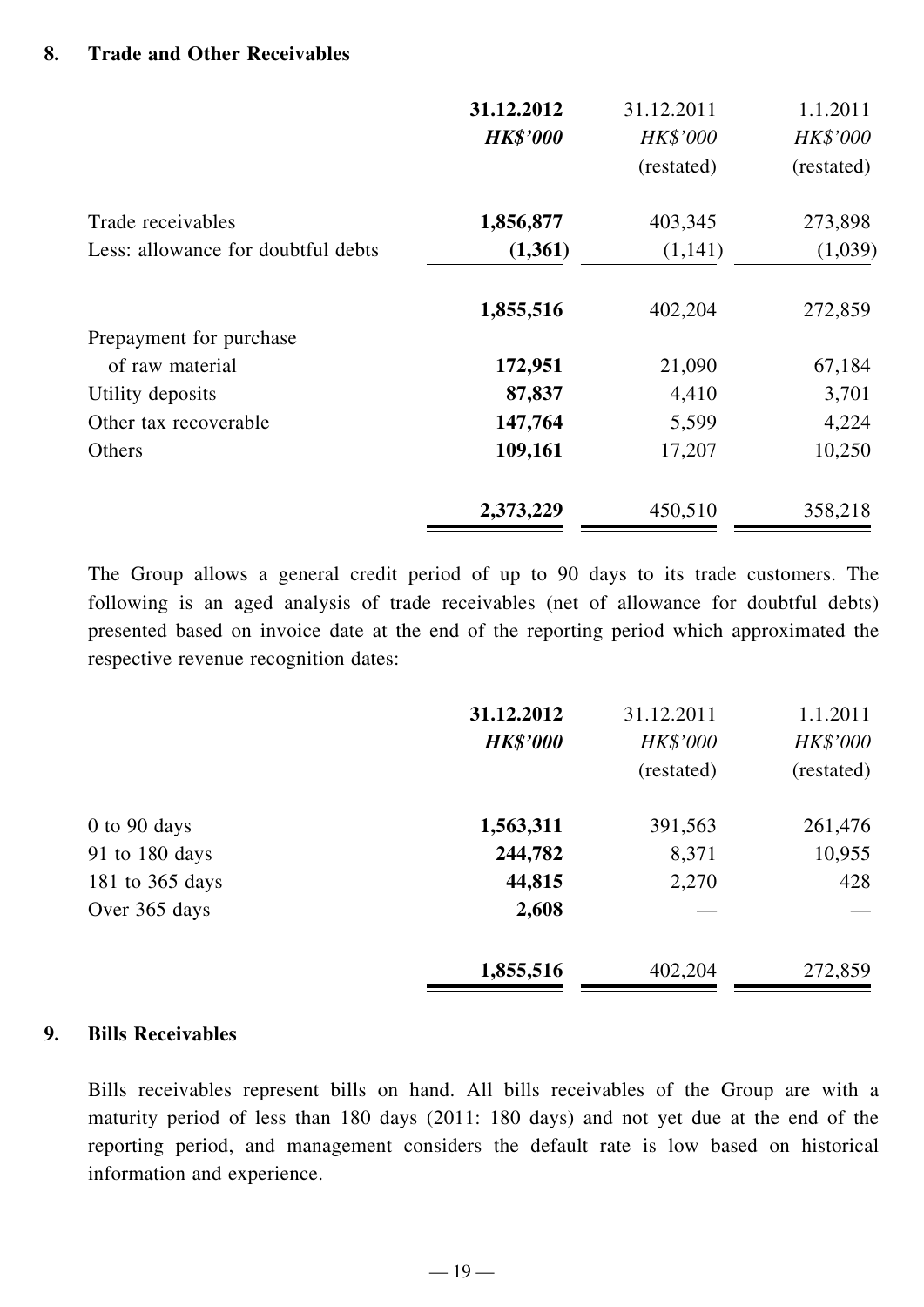## 8. Trade and Other Receivables

| | 31.12.2012 | 31.12.2011 | 1.1.2011 |
|---|---|---|---|
| | ***HK$'000*** | *HK$'000* | *HK$'000* |
| | | (restated) | (restated) |
| Trade receivables | **1,856,877** | 403,345 | 273,898 |
| Less: allowance for doubtful debts | **(1,361)** | (1,141) | (1,039) |
| | **1,855,516** | 402,204 | 272,859 |
| Prepayment for purchase of raw material | **172,951** | 21,090 | 67,184 |
| Utility deposits | **87,837** | 4,410 | 3,701 |
| Other tax recoverable | **147,764** | 5,599 | 4,224 |
| Others | **109,161** | 17,207 | 10,250 |
| | **2,373,229** | 450,510 | 358,218 |

The Group allows a general credit period of up to 90 days to its trade customers. The following is an aged analysis of trade receivables (net of allowance for doubtful debts) presented based on invoice date at the end of the reporting period which approximated the respective revenue recognition dates:

| | 31.12.2012 | 31.12.2011 | 1.1.2011 |
|---|---|---|---|
| | ***HK$'000*** | *HK$'000* | *HK$'000* |
| | | (restated) | (restated) |
| 0 to 90 days | **1,563,311** | 391,563 | 261,476 |
| 91 to 180 days | **244,782** | 8,371 | 10,955 |
| 181 to 365 days | **44,815** | 2,270 | 428 |
| Over 365 days | **2,608** | — | — |
| | **1,855,516** | 402,204 | 272,859 |

## 9. Bills Receivables

Bills receivables represent bills on hand. All bills receivables of the Group are with a maturity period of less than 180 days (2011: 180 days) and not yet due at the end of the reporting period, and management considers the default rate is low based on historical information and experience.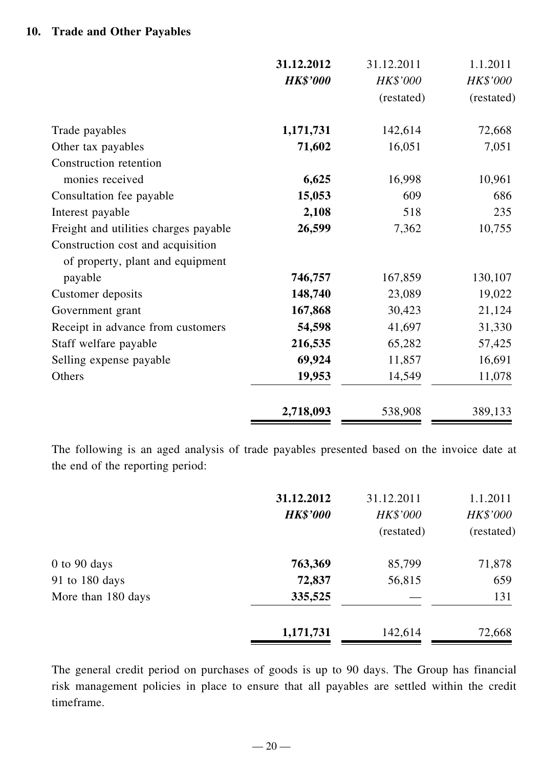## 10. Trade and Other Payables

| | **31.12.2012** | 31.12.2011 | 1.1.2011 |
|---|---|---|---|
| | ***HK$'000*** | *HK$'000* | *HK$'000* |
| | | (restated) | (restated) |
| Trade payables | **1,171,731** | 142,614 | 72,668 |
| Other tax payables | **71,602** | 16,051 | 7,051 |
| Construction retention monies received | **6,625** | 16,998 | 10,961 |
| Consultation fee payable | **15,053** | 609 | 686 |
| Interest payable | **2,108** | 518 | 235 |
| Freight and utilities charges payable | **26,599** | 7,362 | 10,755 |
| Construction cost and acquisition of property, plant and equipment payable | **746,757** | 167,859 | 130,107 |
| Customer deposits | **148,740** | 23,089 | 19,022 |
| Government grant | **167,868** | 30,423 | 21,124 |
| Receipt in advance from customers | **54,598** | 41,697 | 31,330 |
| Staff welfare payable | **216,535** | 65,282 | 57,425 |
| Selling expense payable | **69,924** | 11,857 | 16,691 |
| Others | **19,953** | 14,549 | 11,078 |
| | **2,718,093** | 538,908 | 389,133 |

The following is an aged analysis of trade payables presented based on the invoice date at the end of the reporting period:

| | **31.12.2012** | 31.12.2011 | 1.1.2011 |
|---|---|---|---|
| | ***HK$'000*** | *HK$'000* | *HK$'000* |
| | | (restated) | (restated) |
| 0 to 90 days | **763,369** | 85,799 | 71,878 |
| 91 to 180 days | **72,837** | 56,815 | 659 |
| More than 180 days | **335,525** | — | 131 |
| | **1,171,731** | 142,614 | 72,668 |

The general credit period on purchases of goods is up to 90 days. The Group has financial risk management policies in place to ensure that all payables are settled within the credit timeframe.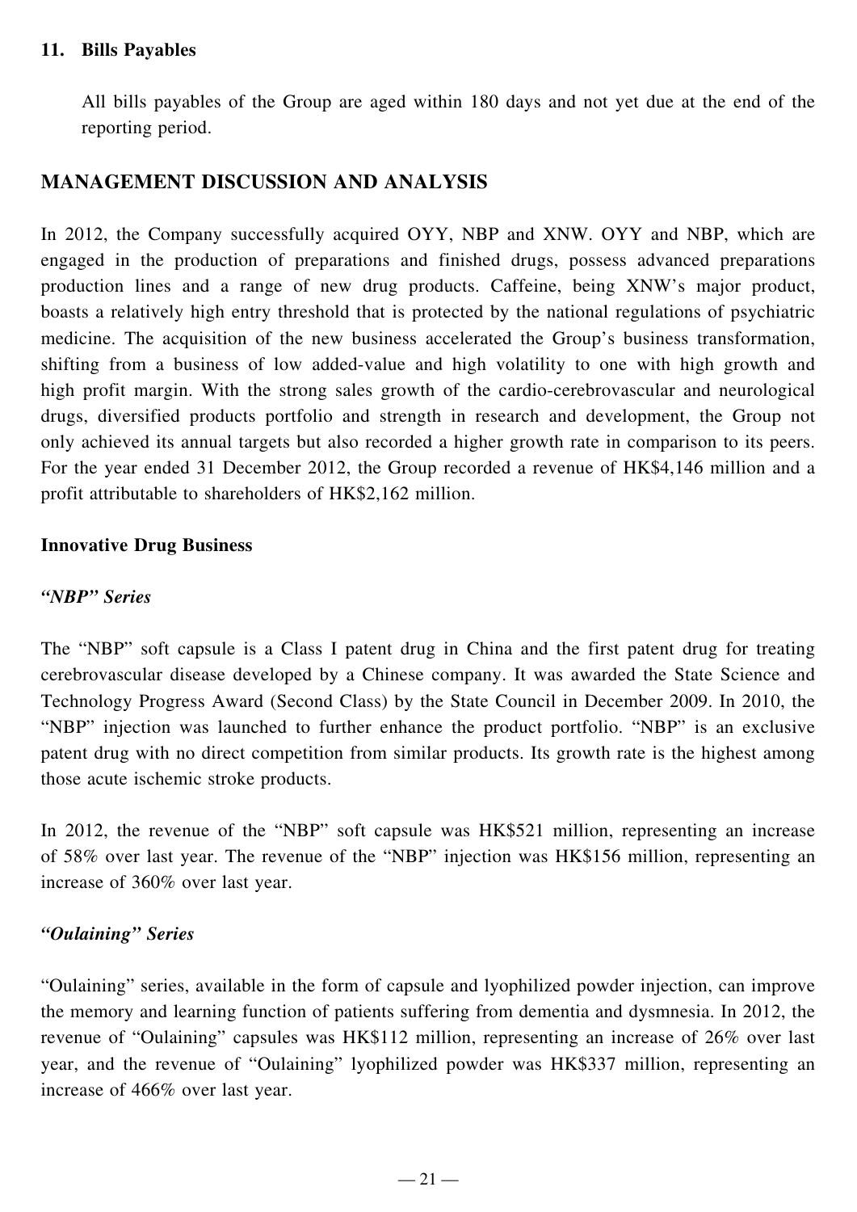**11. Bills Payables**

All bills payables of the Group are aged within 180 days and not yet due at the end of the reporting period.

## MANAGEMENT DISCUSSION AND ANALYSIS

In 2012, the Company successfully acquired OYY, NBP and XNW. OYY and NBP, which are engaged in the production of preparations and finished drugs, possess advanced preparations production lines and a range of new drug products. Caffeine, being XNW's major product, boasts a relatively high entry threshold that is protected by the national regulations of psychiatric medicine. The acquisition of the new business accelerated the Group's business transformation, shifting from a business of low added-value and high volatility to one with high growth and high profit margin. With the strong sales growth of the cardio-cerebrovascular and neurological drugs, diversified products portfolio and strength in research and development, the Group not only achieved its annual targets but also recorded a higher growth rate in comparison to its peers. For the year ended 31 December 2012, the Group recorded a revenue of HK$4,146 million and a profit attributable to shareholders of HK$2,162 million.

### Innovative Drug Business

***"NBP" Series***

The "NBP" soft capsule is a Class I patent drug in China and the first patent drug for treating cerebrovascular disease developed by a Chinese company. It was awarded the State Science and Technology Progress Award (Second Class) by the State Council in December 2009. In 2010, the "NBP" injection was launched to further enhance the product portfolio. "NBP" is an exclusive patent drug with no direct competition from similar products. Its growth rate is the highest among those acute ischemic stroke products.

In 2012, the revenue of the "NBP" soft capsule was HK$521 million, representing an increase of 58% over last year. The revenue of the "NBP" injection was HK$156 million, representing an increase of 360% over last year.

***"Oulaining" Series***

"Oulaining" series, available in the form of capsule and lyophilized powder injection, can improve the memory and learning function of patients suffering from dementia and dysmnesia. In 2012, the revenue of "Oulaining" capsules was HK$112 million, representing an increase of 26% over last year, and the revenue of "Oulaining" lyophilized powder was HK$337 million, representing an increase of 466% over last year.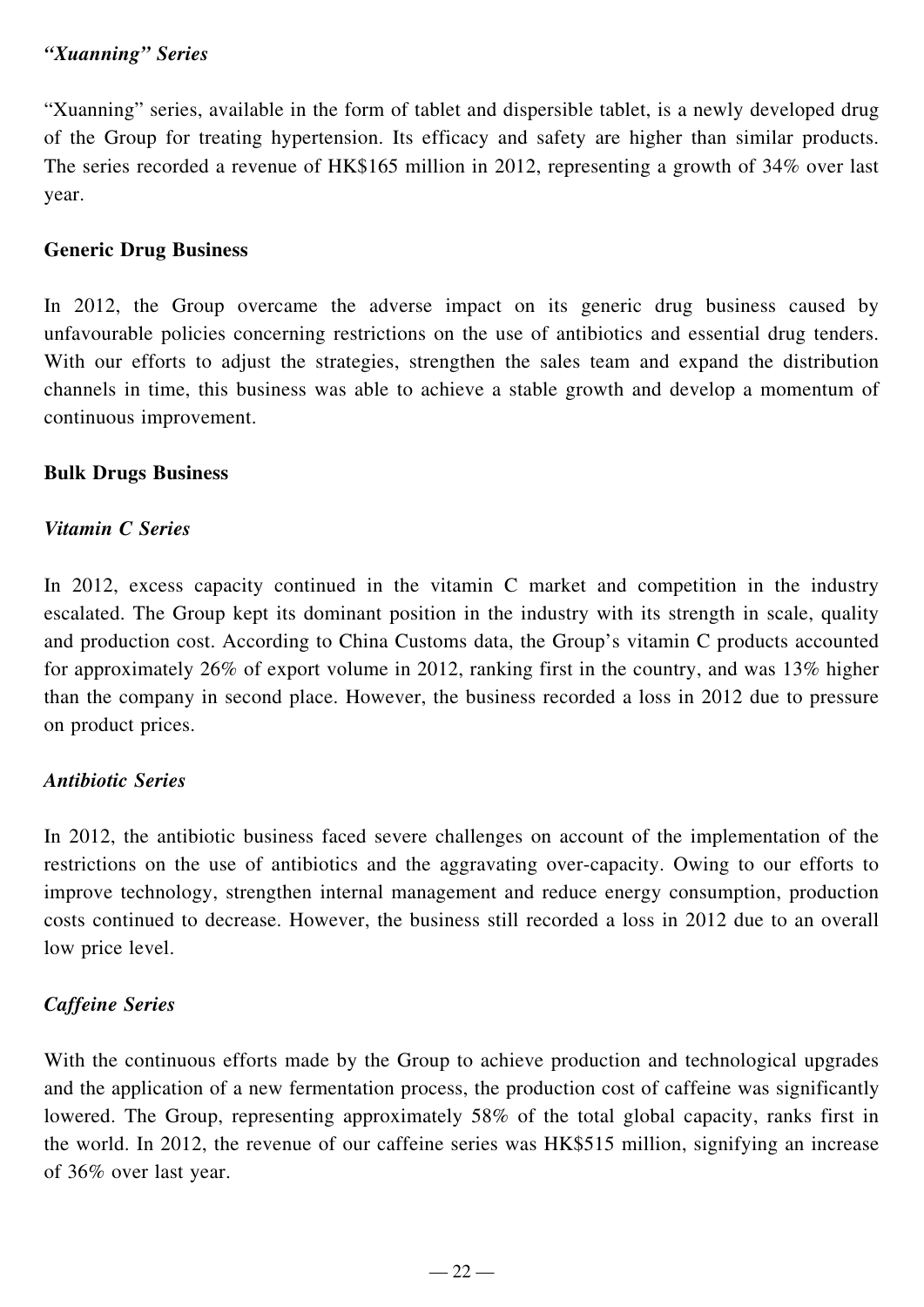***"Xuanning" Series***

"Xuanning" series, available in the form of tablet and dispersible tablet, is a newly developed drug of the Group for treating hypertension. Its efficacy and safety are higher than similar products. The series recorded a revenue of HK$165 million in 2012, representing a growth of 34% over last year.

**Generic Drug Business**

In 2012, the Group overcame the adverse impact on its generic drug business caused by unfavourable policies concerning restrictions on the use of antibiotics and essential drug tenders. With our efforts to adjust the strategies, strengthen the sales team and expand the distribution channels in time, this business was able to achieve a stable growth and develop a momentum of continuous improvement.

**Bulk Drugs Business**

***Vitamin C Series***

In 2012, excess capacity continued in the vitamin C market and competition in the industry escalated. The Group kept its dominant position in the industry with its strength in scale, quality and production cost. According to China Customs data, the Group's vitamin C products accounted for approximately 26% of export volume in 2012, ranking first in the country, and was 13% higher than the company in second place. However, the business recorded a loss in 2012 due to pressure on product prices.

***Antibiotic Series***

In 2012, the antibiotic business faced severe challenges on account of the implementation of the restrictions on the use of antibiotics and the aggravating over-capacity. Owing to our efforts to improve technology, strengthen internal management and reduce energy consumption, production costs continued to decrease. However, the business still recorded a loss in 2012 due to an overall low price level.

***Caffeine Series***

With the continuous efforts made by the Group to achieve production and technological upgrades and the application of a new fermentation process, the production cost of caffeine was significantly lowered. The Group, representing approximately 58% of the total global capacity, ranks first in the world. In 2012, the revenue of our caffeine series was HK$515 million, signifying an increase of 36% over last year.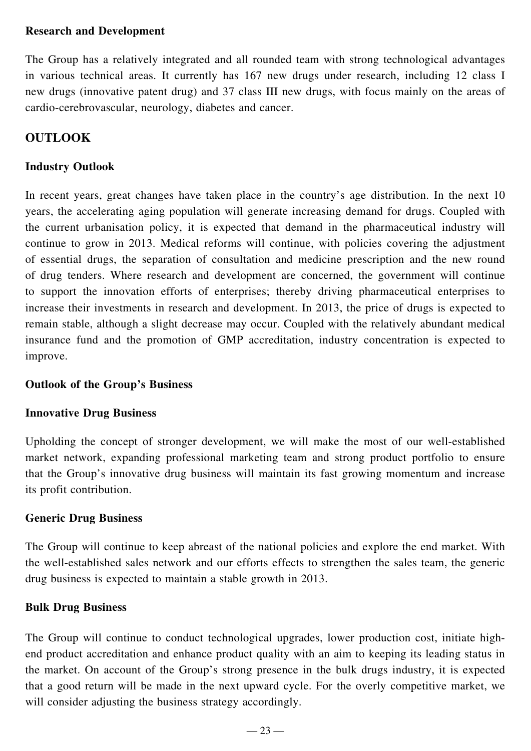**Research and Development**

The Group has a relatively integrated and all rounded team with strong technological advantages in various technical areas. It currently has 167 new drugs under research, including 12 class I new drugs (innovative patent drug) and 37 class III new drugs, with focus mainly on the areas of cardio-cerebrovascular, neurology, diabetes and cancer.

## OUTLOOK

**Industry Outlook**

In recent years, great changes have taken place in the country's age distribution. In the next 10 years, the accelerating aging population will generate increasing demand for drugs. Coupled with the current urbanisation policy, it is expected that demand in the pharmaceutical industry will continue to grow in 2013. Medical reforms will continue, with policies covering the adjustment of essential drugs, the separation of consultation and medicine prescription and the new round of drug tenders. Where research and development are concerned, the government will continue to support the innovation efforts of enterprises; thereby driving pharmaceutical enterprises to increase their investments in research and development. In 2013, the price of drugs is expected to remain stable, although a slight decrease may occur. Coupled with the relatively abundant medical insurance fund and the promotion of GMP accreditation, industry concentration is expected to improve.

**Outlook of the Group's Business**

**Innovative Drug Business**

Upholding the concept of stronger development, we will make the most of our well-established market network, expanding professional marketing team and strong product portfolio to ensure that the Group's innovative drug business will maintain its fast growing momentum and increase its profit contribution.

**Generic Drug Business**

The Group will continue to keep abreast of the national policies and explore the end market. With the well-established sales network and our efforts effects to strengthen the sales team, the generic drug business is expected to maintain a stable growth in 2013.

**Bulk Drug Business**

The Group will continue to conduct technological upgrades, lower production cost, initiate high-end product accreditation and enhance product quality with an aim to keeping its leading status in the market. On account of the Group's strong presence in the bulk drugs industry, it is expected that a good return will be made in the next upward cycle. For the overly competitive market, we will consider adjusting the business strategy accordingly.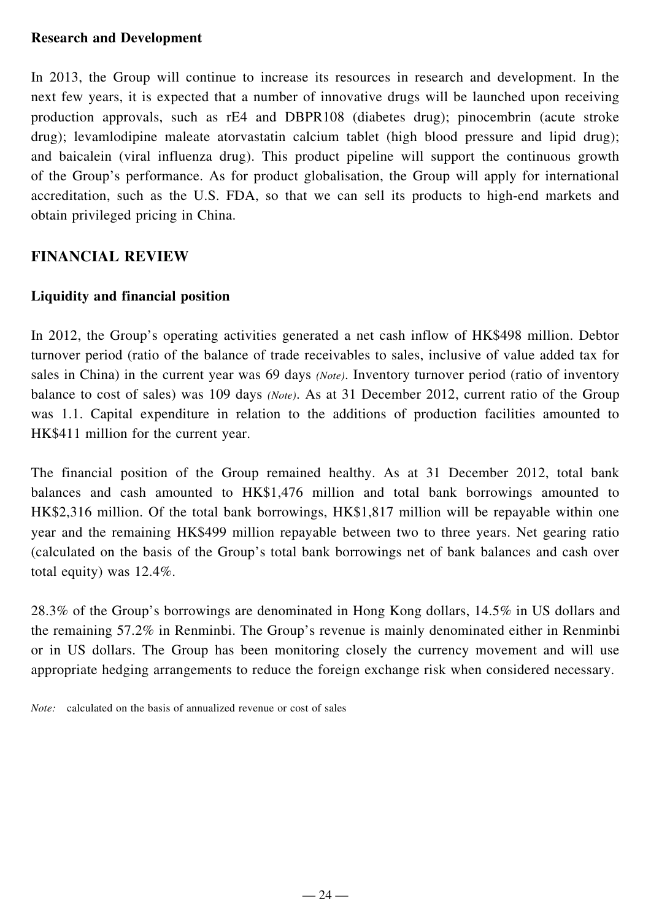**Research and Development**

In 2013, the Group will continue to increase its resources in research and development. In the next few years, it is expected that a number of innovative drugs will be launched upon receiving production approvals, such as rE4 and DBPR108 (diabetes drug); pinocembrin (acute stroke drug); levamlodipine maleate atorvastatin calcium tablet (high blood pressure and lipid drug); and baicalein (viral influenza drug). This product pipeline will support the continuous growth of the Group's performance. As for product globalisation, the Group will apply for international accreditation, such as the U.S. FDA, so that we can sell its products to high-end markets and obtain privileged pricing in China.

## FINANCIAL REVIEW

**Liquidity and financial position**

In 2012, the Group's operating activities generated a net cash inflow of HK$498 million. Debtor turnover period (ratio of the balance of trade receivables to sales, inclusive of value added tax for sales in China) in the current year was 69 days *(Note)*. Inventory turnover period (ratio of inventory balance to cost of sales) was 109 days *(Note)*. As at 31 December 2012, current ratio of the Group was 1.1. Capital expenditure in relation to the additions of production facilities amounted to HK$411 million for the current year.

The financial position of the Group remained healthy. As at 31 December 2012, total bank balances and cash amounted to HK$1,476 million and total bank borrowings amounted to HK$2,316 million. Of the total bank borrowings, HK$1,817 million will be repayable within one year and the remaining HK$499 million repayable between two to three years. Net gearing ratio (calculated on the basis of the Group's total bank borrowings net of bank balances and cash over total equity) was 12.4%.

28.3% of the Group's borrowings are denominated in Hong Kong dollars, 14.5% in US dollars and the remaining 57.2% in Renminbi. The Group's revenue is mainly denominated either in Renminbi or in US dollars. The Group has been monitoring closely the currency movement and will use appropriate hedging arrangements to reduce the foreign exchange risk when considered necessary.

*Note:* calculated on the basis of annualized revenue or cost of sales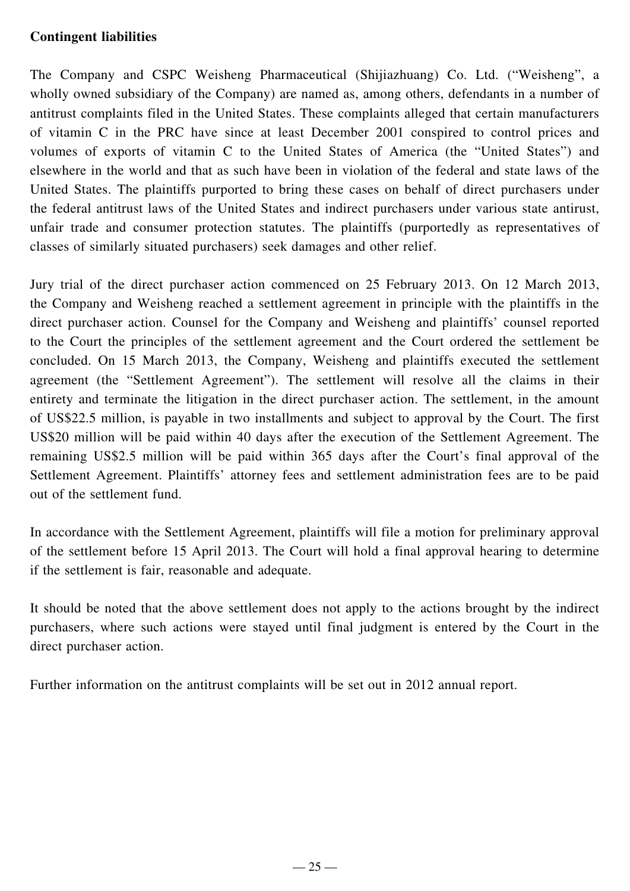**Contingent liabilities**

The Company and CSPC Weisheng Pharmaceutical (Shijiazhuang) Co. Ltd. ("Weisheng", a wholly owned subsidiary of the Company) are named as, among others, defendants in a number of antitrust complaints filed in the United States. These complaints alleged that certain manufacturers of vitamin C in the PRC have since at least December 2001 conspired to control prices and volumes of exports of vitamin C to the United States of America (the "United States") and elsewhere in the world and that as such have been in violation of the federal and state laws of the United States. The plaintiffs purported to bring these cases on behalf of direct purchasers under the federal antitrust laws of the United States and indirect purchasers under various state antitrust, unfair trade and consumer protection statutes. The plaintiffs (purportedly as representatives of classes of similarly situated purchasers) seek damages and other relief.

Jury trial of the direct purchaser action commenced on 25 February 2013. On 12 March 2013, the Company and Weisheng reached a settlement agreement in principle with the plaintiffs in the direct purchaser action. Counsel for the Company and Weisheng and plaintiffs' counsel reported to the Court the principles of the settlement agreement and the Court ordered the settlement be concluded. On 15 March 2013, the Company, Weisheng and plaintiffs executed the settlement agreement (the "Settlement Agreement"). The settlement will resolve all the claims in their entirety and terminate the litigation in the direct purchaser action. The settlement, in the amount of US$22.5 million, is payable in two installments and subject to approval by the Court. The first US$20 million will be paid within 40 days after the execution of the Settlement Agreement. The remaining US$2.5 million will be paid within 365 days after the Court's final approval of the Settlement Agreement. Plaintiffs' attorney fees and settlement administration fees are to be paid out of the settlement fund.

In accordance with the Settlement Agreement, plaintiffs will file a motion for preliminary approval of the settlement before 15 April 2013. The Court will hold a final approval hearing to determine if the settlement is fair, reasonable and adequate.

It should be noted that the above settlement does not apply to the actions brought by the indirect purchasers, where such actions were stayed until final judgment is entered by the Court in the direct purchaser action.

Further information on the antitrust complaints will be set out in 2012 annual report.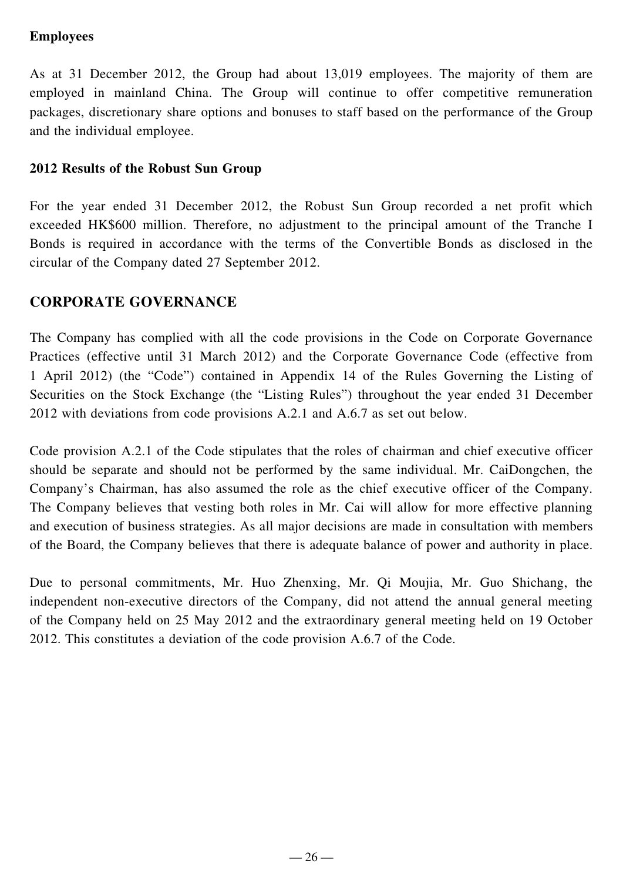### Employees

As at 31 December 2012, the Group had about 13,019 employees. The majority of them are employed in mainland China. The Group will continue to offer competitive remuneration packages, discretionary share options and bonuses to staff based on the performance of the Group and the individual employee.

### 2012 Results of the Robust Sun Group

For the year ended 31 December 2012, the Robust Sun Group recorded a net profit which exceeded HK$600 million. Therefore, no adjustment to the principal amount of the Tranche I Bonds is required in accordance with the terms of the Convertible Bonds as disclosed in the circular of the Company dated 27 September 2012.

## CORPORATE GOVERNANCE

The Company has complied with all the code provisions in the Code on Corporate Governance Practices (effective until 31 March 2012) and the Corporate Governance Code (effective from 1 April 2012) (the "Code") contained in Appendix 14 of the Rules Governing the Listing of Securities on the Stock Exchange (the "Listing Rules") throughout the year ended 31 December 2012 with deviations from code provisions A.2.1 and A.6.7 as set out below.

Code provision A.2.1 of the Code stipulates that the roles of chairman and chief executive officer should be separate and should not be performed by the same individual. Mr. CaiDongchen, the Company's Chairman, has also assumed the role as the chief executive officer of the Company. The Company believes that vesting both roles in Mr. Cai will allow for more effective planning and execution of business strategies. As all major decisions are made in consultation with members of the Board, the Company believes that there is adequate balance of power and authority in place.

Due to personal commitments, Mr. Huo Zhenxing, Mr. Qi Moujia, Mr. Guo Shichang, the independent non-executive directors of the Company, did not attend the annual general meeting of the Company held on 25 May 2012 and the extraordinary general meeting held on 19 October 2012. This constitutes a deviation of the code provision A.6.7 of the Code.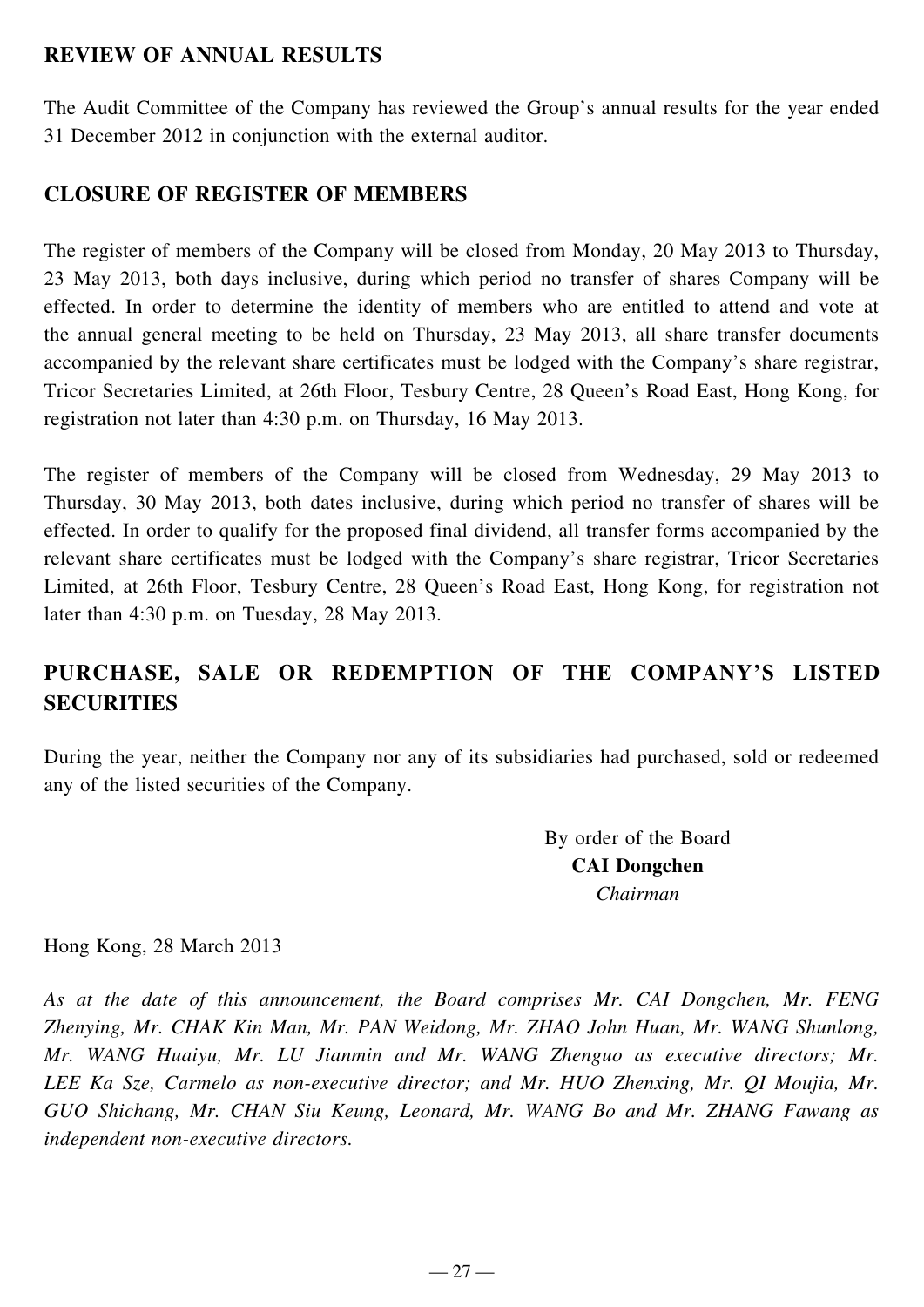## REVIEW OF ANNUAL RESULTS

The Audit Committee of the Company has reviewed the Group's annual results for the year ended 31 December 2012 in conjunction with the external auditor.

## CLOSURE OF REGISTER OF MEMBERS

The register of members of the Company will be closed from Monday, 20 May 2013 to Thursday, 23 May 2013, both days inclusive, during which period no transfer of shares Company will be effected. In order to determine the identity of members who are entitled to attend and vote at the annual general meeting to be held on Thursday, 23 May 2013, all share transfer documents accompanied by the relevant share certificates must be lodged with the Company's share registrar, Tricor Secretaries Limited, at 26th Floor, Tesbury Centre, 28 Queen's Road East, Hong Kong, for registration not later than 4:30 p.m. on Thursday, 16 May 2013.

The register of members of the Company will be closed from Wednesday, 29 May 2013 to Thursday, 30 May 2013, both dates inclusive, during which period no transfer of shares will be effected. In order to qualify for the proposed final dividend, all transfer forms accompanied by the relevant share certificates must be lodged with the Company's share registrar, Tricor Secretaries Limited, at 26th Floor, Tesbury Centre, 28 Queen's Road East, Hong Kong, for registration not later than 4:30 p.m. on Tuesday, 28 May 2013.

## PURCHASE, SALE OR REDEMPTION OF THE COMPANY'S LISTED SECURITIES

During the year, neither the Company nor any of its subsidiaries had purchased, sold or redeemed any of the listed securities of the Company.

By order of the Board
**CAI Dongchen**
*Chairman*

Hong Kong, 28 March 2013

*As at the date of this announcement, the Board comprises Mr. CAI Dongchen, Mr. FENG Zhenying, Mr. CHAK Kin Man, Mr. PAN Weidong, Mr. ZHAO John Huan, Mr. WANG Shunlong, Mr. WANG Huaiyu, Mr. LU Jianmin and Mr. WANG Zhenguo as executive directors; Mr. LEE Ka Sze, Carmelo as non-executive director; and Mr. HUO Zhenxing, Mr. QI Moujia, Mr. GUO Shichang, Mr. CHAN Siu Keung, Leonard, Mr. WANG Bo and Mr. ZHANG Fawang as independent non-executive directors.*